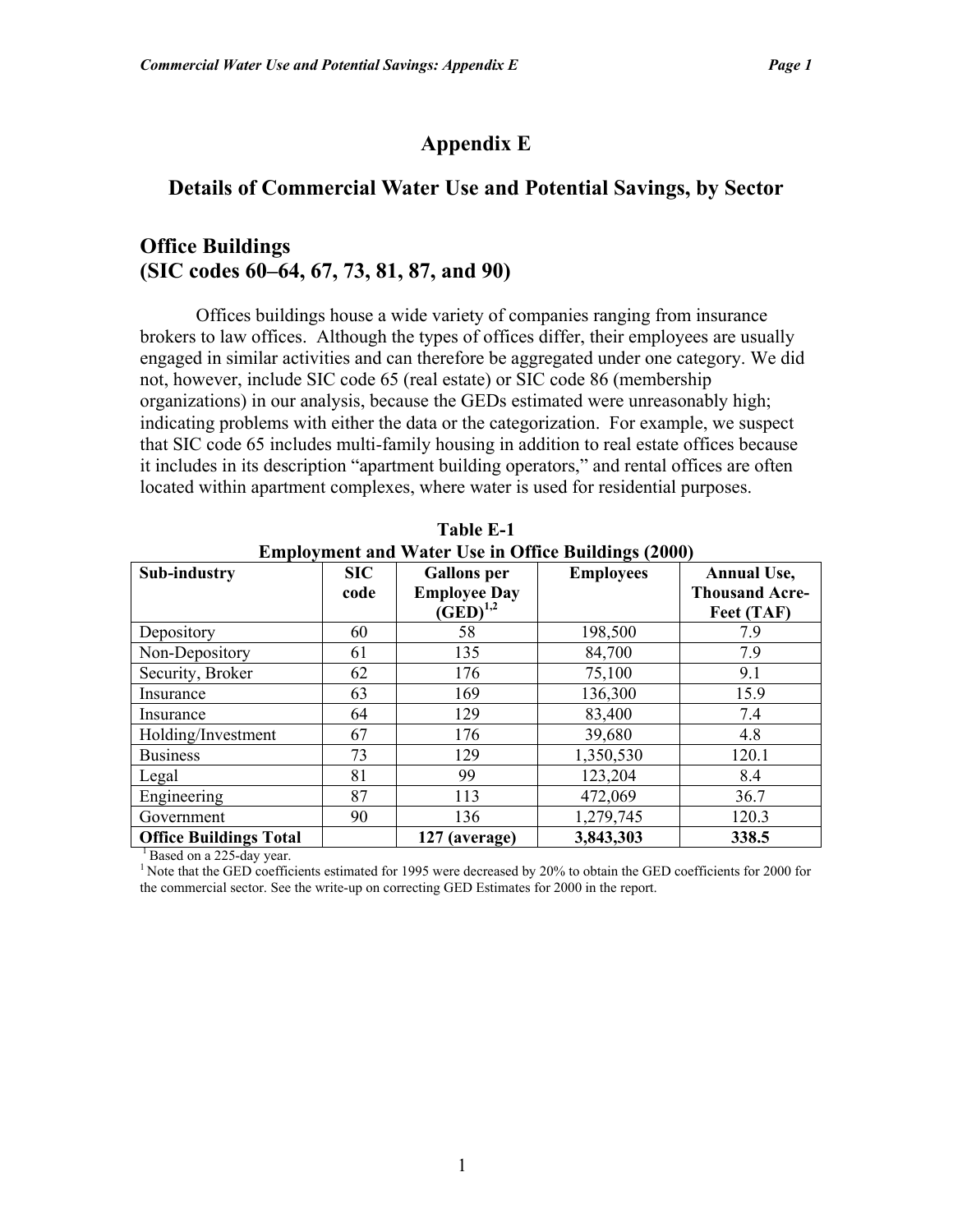# Appendix E

## Details of Commercial Water Use and Potential Savings, by Sector

## Office Buildings
## (SIC codes 60–64, 67, 73, 81, 87, and 90)

Offices buildings house a wide variety of companies ranging from insurance brokers to law offices. Although the types of offices differ, their employees are usually engaged in similar activities and can therefore be aggregated under one category. We did not, however, include SIC code 65 (real estate) or SIC code 86 (membership organizations) in our analysis, because the GEDs estimated were unreasonably high; indicating problems with either the data or the categorization. For example, we suspect that SIC code 65 includes multi-family housing in addition to real estate offices because it includes in its description "apartment building operators," and rental offices are often located within apartment complexes, where water is used for residential purposes.

**Table E-1**
**Employment and Water Use in Office Buildings (2000)**

| Sub-industry | SIC code | Gallons per Employee Day (GED)[1,2] | Employees | Annual Use, Thousand Acre-Feet (TAF) |
|---|---|---|---|---|
| Depository | 60 | 58 | 198,500 | 7.9 |
| Non-Depository | 61 | 135 | 84,700 | 7.9 |
| Security, Broker | 62 | 176 | 75,100 | 9.1 |
| Insurance | 63 | 169 | 136,300 | 15.9 |
| Insurance | 64 | 129 | 83,400 | 7.4 |
| Holding/Investment | 67 | 176 | 39,680 | 4.8 |
| Business | 73 | 129 | 1,350,530 | 120.1 |
| Legal | 81 | 99 | 123,204 | 8.4 |
| Engineering | 87 | 113 | 472,069 | 36.7 |
| Government | 90 | 136 | 1,279,745 | 120.3 |
| **Office Buildings Total** | | **127 (average)** | **3,843,303** | **338.5** |

[1] Based on a 225-day year.
[1] Note that the GED coefficients estimated for 1995 were decreased by 20% to obtain the GED coefficients for 2000 for the commercial sector. See the write-up on correcting GED Estimates for 2000 in the report.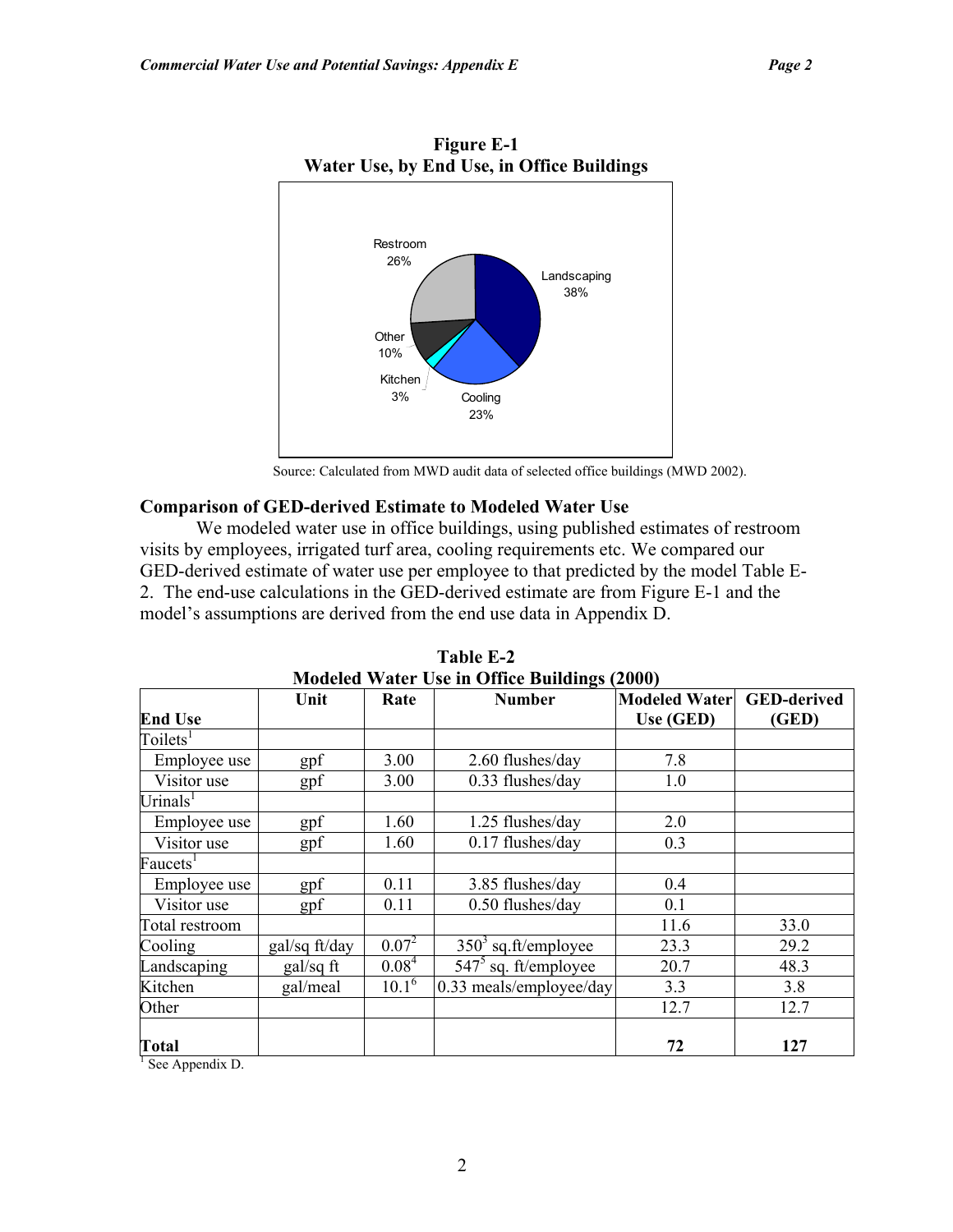**Figure E-1**
**Water Use, by End Use, in Office Buildings**

Source: Calculated from MWD audit data of selected office buildings (MWD 2002).

### Comparison of GED-derived Estimate to Modeled Water Use

We modeled water use in office buildings, using published estimates of restroom visits by employees, irrigated turf area, cooling requirements etc. We compared our GED-derived estimate of water use per employee to that predicted by the model Table E-2. The end-use calculations in the GED-derived estimate are from Figure E-1 and the model's assumptions are derived from the end use data in Appendix D.

**Table E-2**
**Modeled Water Use in Office Buildings (2000)**

| End Use | Unit | Rate | Number | Modeled Water Use (GED) | GED-derived (GED) |
|---|---|---|---|---|---|
| Toilets[1] | | | | | |
| Employee use | gpf | 3.00 | 2.60 flushes/day | 7.8 | |
| Visitor use | gpf | 3.00 | 0.33 flushes/day | 1.0 | |
| Urinals[1] | | | | | |
| Employee use | gpf | 1.60 | 1.25 flushes/day | 2.0 | |
| Visitor use | gpf | 1.60 | 0.17 flushes/day | 0.3 | |
| Faucets[1] | | | | | |
| Employee use | gpf | 0.11 | 3.85 flushes/day | 0.4 | |
| Visitor use | gpf | 0.11 | 0.50 flushes/day | 0.1 | |
| Total restroom | | | | 11.6 | 33.0 |
| Cooling | gal/sq ft/day | 0.07[2] | 350[3] sq.ft/employee | 23.3 | 29.2 |
| Landscaping | gal/sq ft | 0.08[4] | 547[5] sq. ft/employee | 20.7 | 48.3 |
| Kitchen | gal/meal | 10.1[6] | 0.33 meals/employee/day | 3.3 | 3.8 |
| Other | | | | 12.7 | 12.7 |
| **Total** | | | | **72** | **127** |

[1] See Appendix D.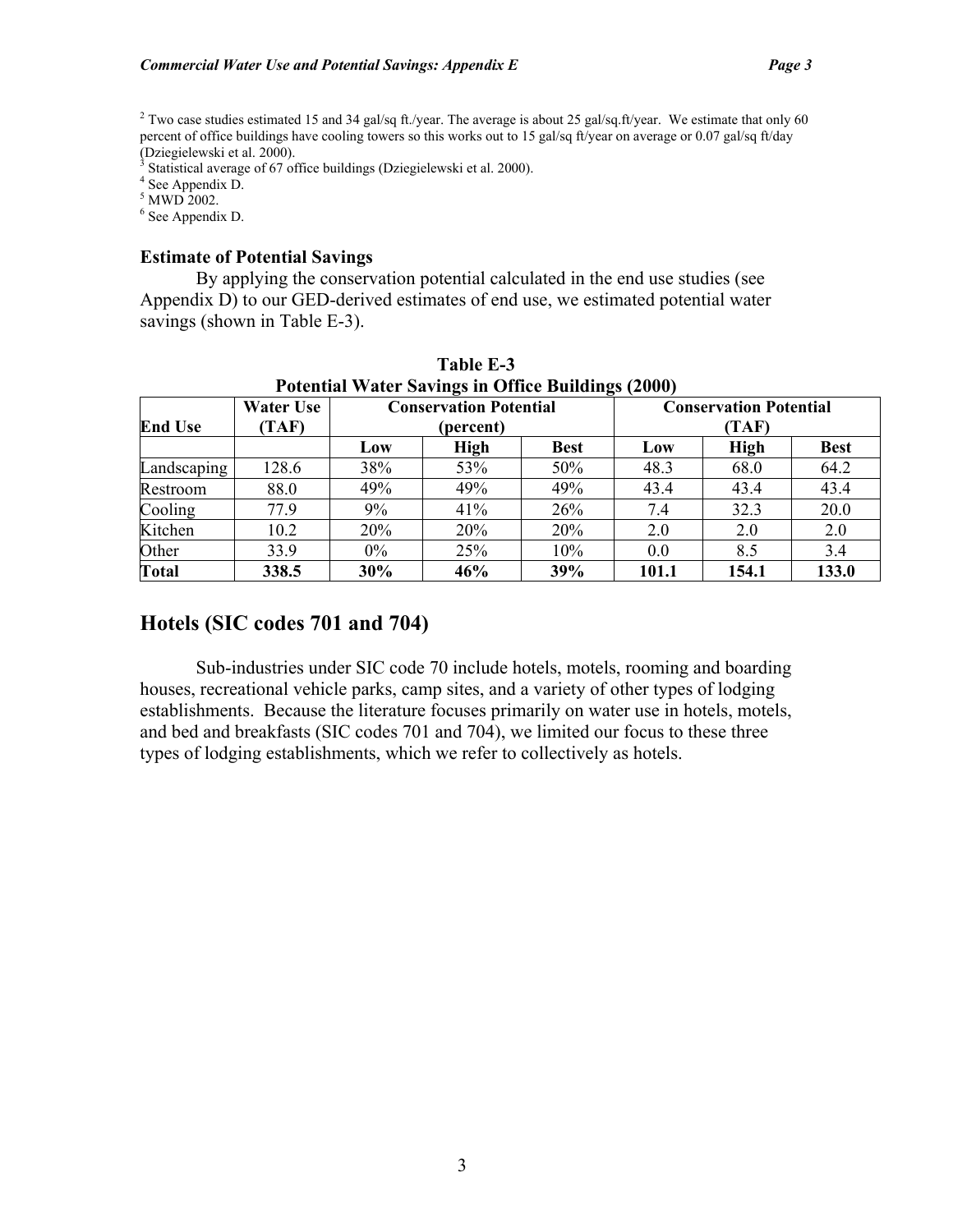[2] Two case studies estimated 15 and 34 gal/sq ft./year. The average is about 25 gal/sq.ft/year. We estimate that only 60 percent of office buildings have cooling towers so this works out to 15 gal/sq ft/year on average or 0.07 gal/sq ft/day (Dziegielewski et al. 2000).
[3] Statistical average of 67 office buildings (Dziegielewski et al. 2000).
[4] See Appendix D.
[5] MWD 2002.
[6] See Appendix D.

### Estimate of Potential Savings

By applying the conservation potential calculated in the end use studies (see Appendix D) to our GED-derived estimates of end use, we estimated potential water savings (shown in Table E-3).

**Table E-3**
**Potential Water Savings in Office Buildings (2000)**

| End Use | Water Use (TAF) | Conservation Potential (percent) | | | Conservation Potential (TAF) | | |
|---|---|---|---|---|---|---|---|
| | | Low | High | Best | Low | High | Best |
| Landscaping | 128.6 | 38% | 53% | 50% | 48.3 | 68.0 | 64.2 |
| Restroom | 88.0 | 49% | 49% | 49% | 43.4 | 43.4 | 43.4 |
| Cooling | 77.9 | 9% | 41% | 26% | 7.4 | 32.3 | 20.0 |
| Kitchen | 10.2 | 20% | 20% | 20% | 2.0 | 2.0 | 2.0 |
| Other | 33.9 | 0% | 25% | 10% | 0.0 | 8.5 | 3.4 |
| **Total** | **338.5** | **30%** | **46%** | **39%** | **101.1** | **154.1** | **133.0** |

## Hotels (SIC codes 701 and 704)

Sub-industries under SIC code 70 include hotels, motels, rooming and boarding houses, recreational vehicle parks, camp sites, and a variety of other types of lodging establishments. Because the literature focuses primarily on water use in hotels, motels, and bed and breakfasts (SIC codes 701 and 704), we limited our focus to these three types of lodging establishments, which we refer to collectively as hotels.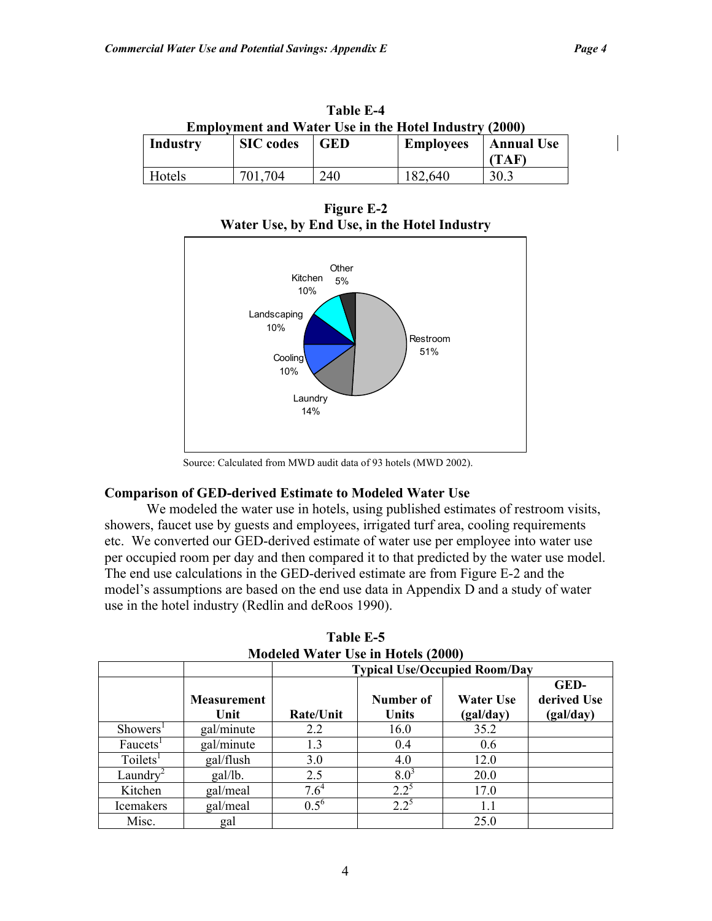**Table E-4**
**Employment and Water Use in the Hotel Industry (2000)**

| Industry | SIC codes | GED | Employees | Annual Use (TAF) |
|---|---|---|---|---|
| Hotels | 701,704 | 240 | 182,640 | 30.3 |

**Figure E-2**
**Water Use, by End Use, in the Hotel Industry**

Restroom 51%, Laundry 14%, Cooling 10%, Landscaping 10%, Kitchen 10%, Other 5%

Source: Calculated from MWD audit data of 93 hotels (MWD 2002).

### Comparison of GED-derived Estimate to Modeled Water Use

We modeled the water use in hotels, using published estimates of restroom visits, showers, faucet use by guests and employees, irrigated turf area, cooling requirements etc. We converted our GED-derived estimate of water use per employee into water use per occupied room per day and then compared it to that predicted by the water use model. The end use calculations in the GED-derived estimate are from Figure E-2 and the model's assumptions are based on the end use data in Appendix D and a study of water use in the hotel industry (Redlin and deRoos 1990).

**Table E-5**
**Modeled Water Use in Hotels (2000)**

| | | Typical Use/Occupied Room/Day | | | |
|---|---|---|---|---|---|
| | Measurement Unit | Rate/Unit | Number of Units | Water Use (gal/day) | GED-derived Use (gal/day) |
| Showers[1] | gal/minute | 2.2 | 16.0 | 35.2 | |
| Faucets[1] | gal/minute | 1.3 | 0.4 | 0.6 | |
| Toilets[1] | gal/flush | 3.0 | 4.0 | 12.0 | |
| Laundry[2] | gal/lb. | 2.5 | 8.0[3] | 20.0 | |
| Kitchen | gal/meal | 7.6[4] | 2.2[5] | 17.0 | |
| Icemakers | gal/meal | 0.5[6] | 2.2[5] | 1.1 | |
| Misc. | gal | | | 25.0 | |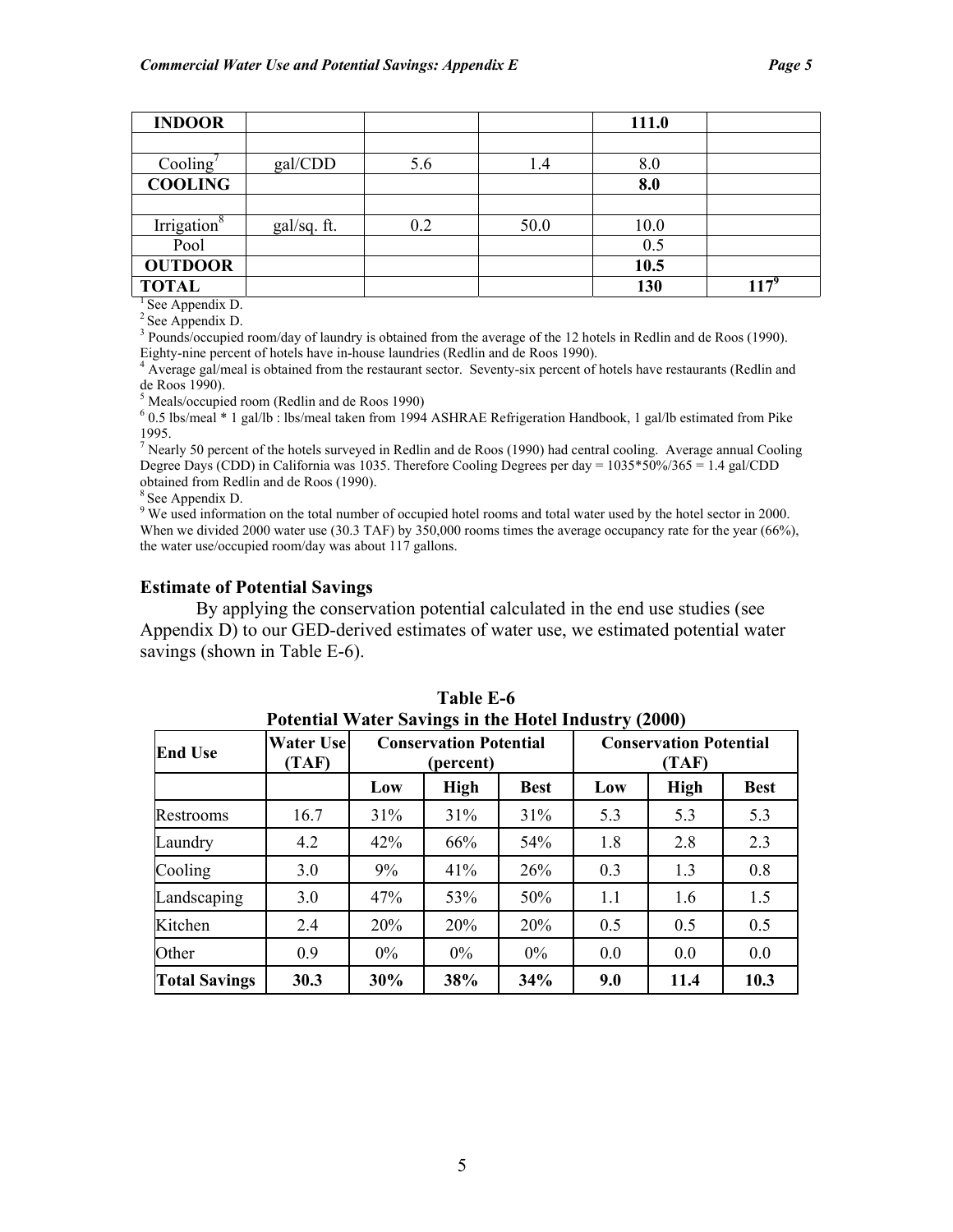| INDOOR | | | | 111.0 | |
|---|---|---|---|---|---|
| | | | | | |
| Cooling[7] | gal/CDD | 5.6 | 1.4 | 8.0 | |
| COOLING | | | | 8.0 | |
| | | | | | |
| Irrigation[8] | gal/sq. ft. | 0.2 | 50.0 | 10.0 | |
| Pool | | | | 0.5 | |
| OUTDOOR | | | | 10.5 | |
| TOTAL | | | | 130 | 117[9] |

[1] See Appendix D.
[2] See Appendix D.
[3] Pounds/occupied room/day of laundry is obtained from the average of the 12 hotels in Redlin and de Roos (1990). Eighty-nine percent of hotels have in-house laundries (Redlin and de Roos 1990).
[4] Average gal/meal is obtained from the restaurant sector. Seventy-six percent of hotels have restaurants (Redlin and de Roos 1990).
[5] Meals/occupied room (Redlin and de Roos 1990)
[6] 0.5 lbs/meal * 1 gal/lb : lbs/meal taken from 1994 ASHRAE Refrigeration Handbook, 1 gal/lb estimated from Pike 1995.
[7] Nearly 50 percent of the hotels surveyed in Redlin and de Roos (1990) had central cooling. Average annual Cooling Degree Days (CDD) in California was 1035. Therefore Cooling Degrees per day = 1035*50%/365 = 1.4 gal/CDD obtained from Redlin and de Roos (1990).
[8] See Appendix D.
[9] We used information on the total number of occupied hotel rooms and total water used by the hotel sector in 2000. When we divided 2000 water use (30.3 TAF) by 350,000 rooms times the average occupancy rate for the year (66%), the water use/occupied room/day was about 117 gallons.

### Estimate of Potential Savings

By applying the conservation potential calculated in the end use studies (see Appendix D) to our GED-derived estimates of water use, we estimated potential water savings (shown in Table E-6).

**Table E-6**
**Potential Water Savings in the Hotel Industry (2000)**

| End Use | Water Use (TAF) | Conservation Potential (percent) | | | Conservation Potential (TAF) | | |
|---|---|---|---|---|---|---|---|
| | | Low | High | Best | Low | High | Best |
| Restrooms | 16.7 | 31% | 31% | 31% | 5.3 | 5.3 | 5.3 |
| Laundry | 4.2 | 42% | 66% | 54% | 1.8 | 2.8 | 2.3 |
| Cooling | 3.0 | 9% | 41% | 26% | 0.3 | 1.3 | 0.8 |
| Landscaping | 3.0 | 47% | 53% | 50% | 1.1 | 1.6 | 1.5 |
| Kitchen | 2.4 | 20% | 20% | 20% | 0.5 | 0.5 | 0.5 |
| Other | 0.9 | 0% | 0% | 0% | 0.0 | 0.0 | 0.0 |
| **Total Savings** | **30.3** | **30%** | **38%** | **34%** | **9.0** | **11.4** | **10.3** |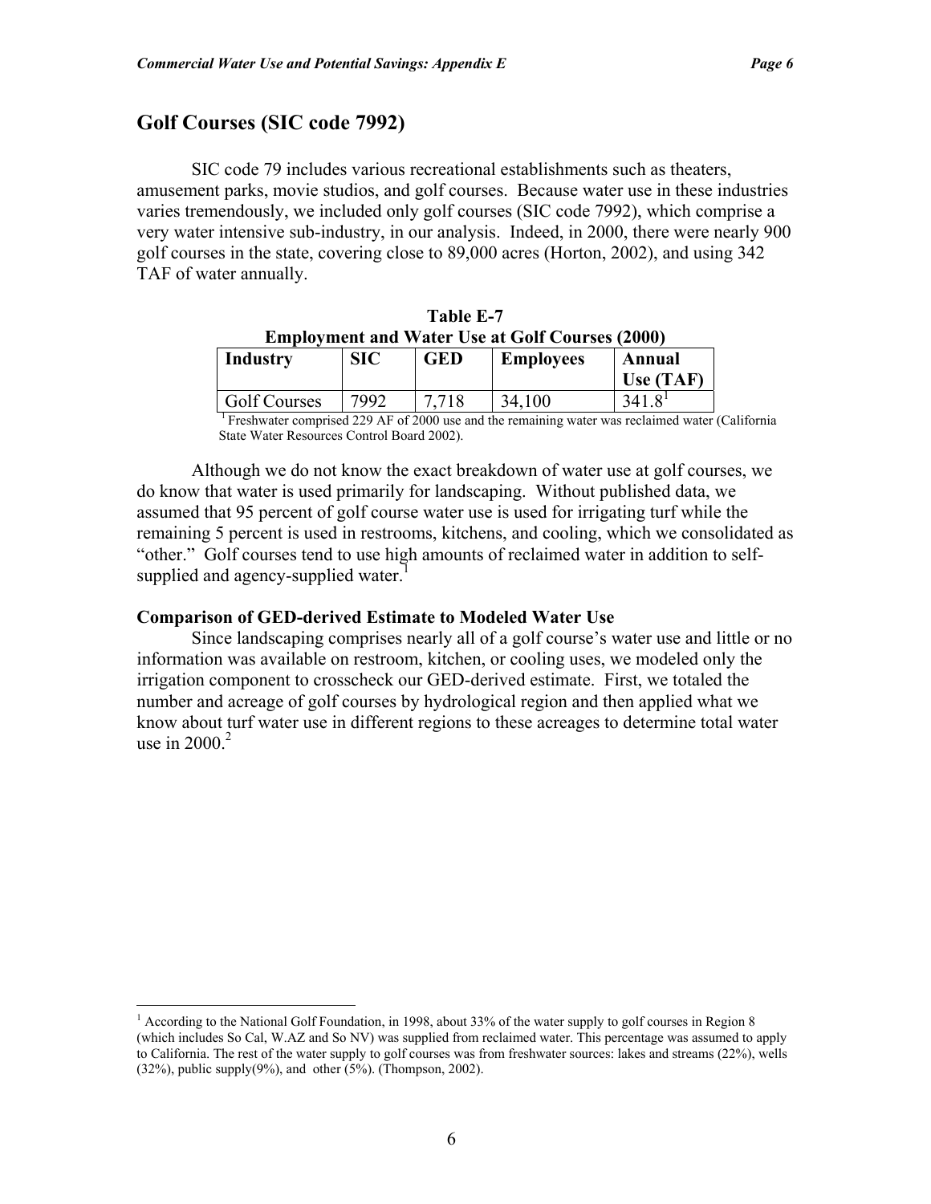## Golf Courses (SIC code 7992)

SIC code 79 includes various recreational establishments such as theaters, amusement parks, movie studios, and golf courses. Because water use in these industries varies tremendously, we included only golf courses (SIC code 7992), which comprise a very water intensive sub-industry, in our analysis. Indeed, in 2000, there were nearly 900 golf courses in the state, covering close to 89,000 acres (Horton, 2002), and using 342 TAF of water annually.

**Table E-7**
**Employment and Water Use at Golf Courses (2000)**

| Industry | SIC | GED | Employees | Annual Use (TAF) |
|---|---|---|---|---|
| Golf Courses | 7992 | 7,718 | 34,100 | 341.8[1] |

[1] Freshwater comprised 229 AF of 2000 use and the remaining water was reclaimed water (California State Water Resources Control Board 2002).

Although we do not know the exact breakdown of water use at golf courses, we do know that water is used primarily for landscaping. Without published data, we assumed that 95 percent of golf course water use is used for irrigating turf while the remaining 5 percent is used in restrooms, kitchens, and cooling, which we consolidated as "other." Golf courses tend to use high amounts of reclaimed water in addition to self-supplied and agency-supplied water.[1]

**Comparison of GED-derived Estimate to Modeled Water Use**

Since landscaping comprises nearly all of a golf course's water use and little or no information was available on restroom, kitchen, or cooling uses, we modeled only the irrigation component to crosscheck our GED-derived estimate. First, we totaled the number and acreage of golf courses by hydrological region and then applied what we know about turf water use in different regions to these acreages to determine total water use in 2000.[2]

---

[1] According to the National Golf Foundation, in 1998, about 33% of the water supply to golf courses in Region 8 (which includes So Cal, W.AZ and So NV) was supplied from reclaimed water. This percentage was assumed to apply to California. The rest of the water supply to golf courses was from freshwater sources: lakes and streams (22%), wells (32%), public supply(9%), and other (5%). (Thompson, 2002).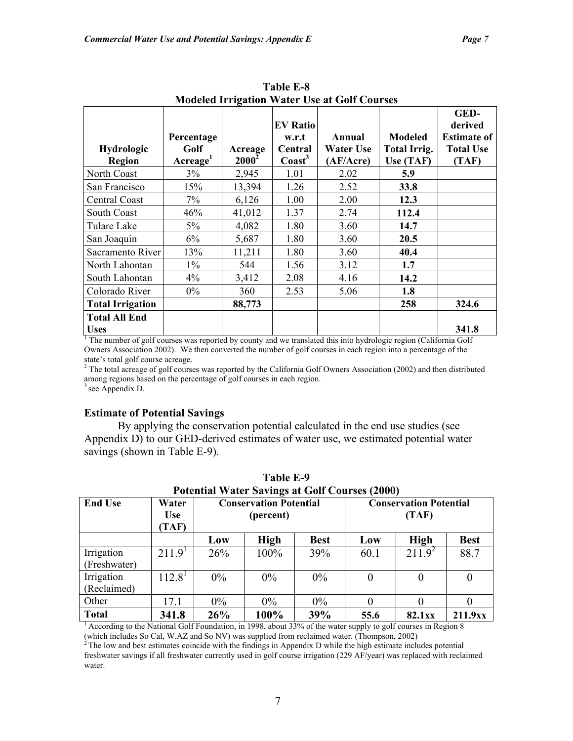**Table E-8**
**Modeled Irrigation Water Use at Golf Courses**

| Hydrologic Region | Percentage Golf Acreage[1] | Acreage 2000[2] | EV Ratio w.r.t Central Coast[3] | Annual Water Use (AF/Acre) | Modeled Total Irrig. Use (TAF) | GED-derived Estimate of Total Use (TAF) |
|---|---|---|---|---|---|---|
| North Coast | 3% | 2,945 | 1.01 | 2.02 | **5.9** | |
| San Francisco | 15% | 13,394 | 1.26 | 2.52 | **33.8** | |
| Central Coast | 7% | 6,126 | 1.00 | 2.00 | **12.3** | |
| South Coast | 46% | 41,012 | 1.37 | 2.74 | **112.4** | |
| Tulare Lake | 5% | 4,082 | 1.80 | 3.60 | **14.7** | |
| San Joaquin | 6% | 5,687 | 1.80 | 3.60 | **20.5** | |
| Sacramento River | 13% | 11,211 | 1.80 | 3.60 | **40.4** | |
| North Lahontan | 1% | 544 | 1.56 | 3.12 | **1.7** | |
| South Lahontan | 4% | 3,412 | 2.08 | 4.16 | **14.2** | |
| Colorado River | 0% | 360 | 2.53 | 5.06 | **1.8** | |
| **Total Irrigation** | | **88,773** | | | **258** | **324.6** |
| **Total All End Uses** | | | | | | **341.8** |

[1] The number of golf courses was reported by county and we translated this into hydrologic region (California Golf Owners Association 2002). We then converted the number of golf courses in each region into a percentage of the state's total golf course acreage.
[2] The total acreage of golf courses was reported by the California Golf Owners Association (2002) and then distributed among regions based on the percentage of golf courses in each region.
[3] see Appendix D.

### Estimate of Potential Savings

By applying the conservation potential calculated in the end use studies (see Appendix D) to our GED-derived estimates of water use, we estimated potential water savings (shown in Table E-9).

**Table E-9**
**Potential Water Savings at Golf Courses (2000)**

| End Use | Water Use (TAF) | Conservation Potential (percent) | | | Conservation Potential (TAF) | | |
|---|---|---|---|---|---|---|---|
| | | Low | High | Best | Low | High | Best |
| Irrigation (Freshwater) | 211.9[1] | 26% | 100% | 39% | 60.1 | 211.9[2] | 88.7 |
| Irrigation (Reclaimed) | 112.8[1] | 0% | 0% | 0% | 0 | 0 | 0 |
| Other | 17.1 | 0% | 0% | 0% | 0 | 0 | 0 |
| **Total** | **341.8** | **26%** | **100%** | **39%** | **55.6** | **82.1xx** | **211.9xx** |

[1] According to the National Golf Foundation, in 1998, about 33% of the water supply to golf courses in Region 8 (which includes So Cal, W.AZ and So NV) was supplied from reclaimed water. (Thompson, 2002)
[2] The low and best estimates coincide with the findings in Appendix D while the high estimate includes potential freshwater savings if all freshwater currently used in golf course irrigation (229 AF/year) was replaced with reclaimed water.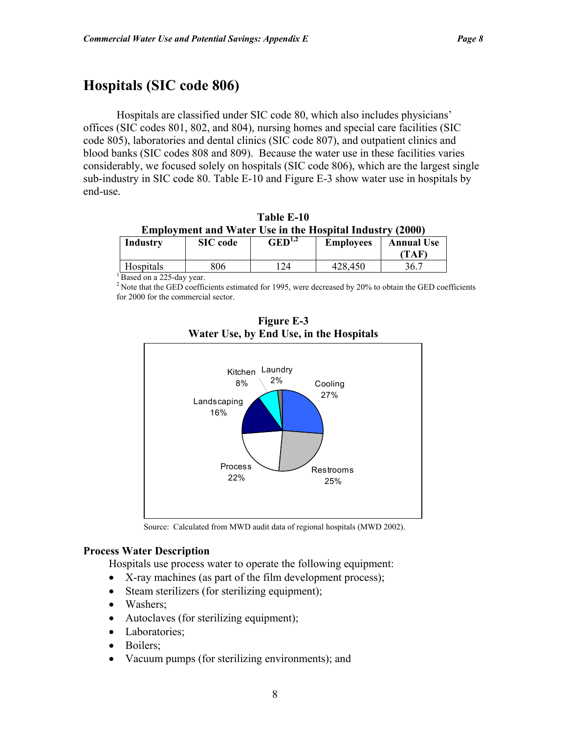## Hospitals (SIC code 806)

Hospitals are classified under SIC code 80, which also includes physicians' offices (SIC codes 801, 802, and 804), nursing homes and special care facilities (SIC code 805), laboratories and dental clinics (SIC code 807), and outpatient clinics and blood banks (SIC codes 808 and 809). Because the water use in these facilities varies considerably, we focused solely on hospitals (SIC code 806), which are the largest single sub-industry in SIC code 80. Table E-10 and Figure E-3 show water use in hospitals by end-use.

**Table E-10**
**Employment and Water Use in the Hospital Industry (2000)**

| Industry | SIC code | GED[1,2] | Employees | Annual Use (TAF) |
|---|---|---|---|---|
| Hospitals | 806 | 124 | 428,450 | 36.7 |

[1] Based on a 225-day year.
[2] Note that the GED coefficients estimated for 1995, were decreased by 20% to obtain the GED coefficients for 2000 for the commercial sector.

**Figure E-3**
**Water Use, by End Use, in the Hospitals**

Kitchen 8%
Laundry 2%
Cooling 27%
Landscaping 16%
Process 22%
Restrooms 25%

Source: Calculated from MWD audit data of regional hospitals (MWD 2002).

### Process Water Description

Hospitals use process water to operate the following equipment:

- X-ray machines (as part of the film development process);
- Steam sterilizers (for sterilizing equipment);
- Washers;
- Autoclaves (for sterilizing equipment);
- Laboratories;
- Boilers;
- Vacuum pumps (for sterilizing environments); and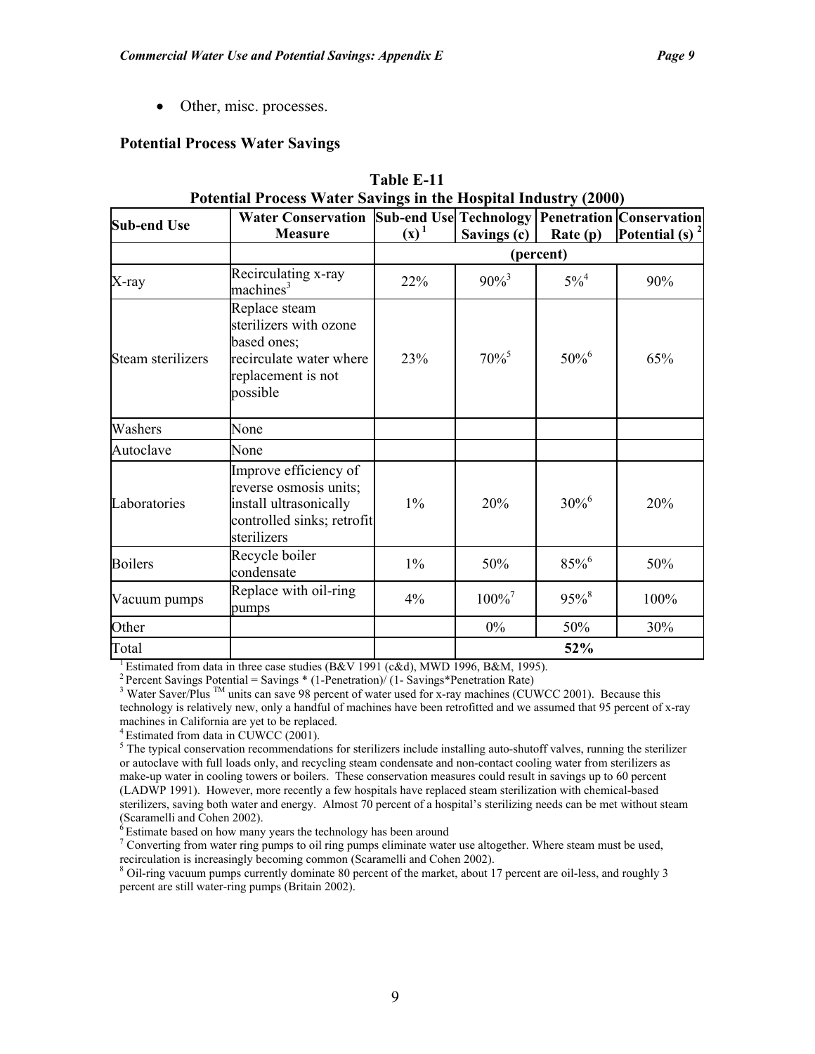- Other, misc. processes.

### Potential Process Water Savings

**Table E-11**
**Potential Process Water Savings in the Hospital Industry (2000)**

| Sub-end Use | Water Conservation Measure | Sub-end Use (x) [1] | Technology Savings (c) | Penetration Rate (p) | Conservation Potential (s) [2] |
|---|---|---|---|---|---|
| | | (percent) | | | |
| X-ray | Recirculating x-ray machines[3] | 22% | 90%[3] | 5%[4] | 90% |
| Steam sterilizers | Replace steam sterilizers with ozone based ones; recirculate water where replacement is not possible | 23% | 70%[5] | 50%[6] | 65% |
| Washers | None | | | | |
| Autoclave | None | | | | |
| Laboratories | Improve efficiency of reverse osmosis units; install ultrasonically controlled sinks; retrofit sterilizers | 1% | 20% | 30%[6] | 20% |
| Boilers | Recycle boiler condensate | 1% | 50% | 85%[6] | 50% |
| Vacuum pumps | Replace with oil-ring pumps | 4% | 100%[7] | 95%[8] | 100% |
| Other | | | 0% | 50% | 30% |
| Total | | | | 52% | |

[1] Estimated from data in three case studies (B&V 1991 (c&d), MWD 1996, B&M, 1995).
[2] Percent Savings Potential = Savings * (1-Penetration)/ (1- Savings*Penetration Rate)
[3] Water Saver/Plus TM units can save 98 percent of water used for x-ray machines (CUWCC 2001). Because this technology is relatively new, only a handful of machines have been retrofitted and we assumed that 95 percent of x-ray machines in California are yet to be replaced.
[4] Estimated from data in CUWCC (2001).
[5] The typical conservation recommendations for sterilizers include installing auto-shutoff valves, running the sterilizer or autoclave with full loads only, and recycling steam condensate and non-contact cooling water from sterilizers as make-up water in cooling towers or boilers. These conservation measures could result in savings up to 60 percent (LADWP 1991). However, more recently a few hospitals have replaced steam sterilization with chemical-based sterilizers, saving both water and energy. Almost 70 percent of a hospital's sterilizing needs can be met without steam (Scaramelli and Cohen 2002).
[6] Estimate based on how many years the technology has been around
[7] Converting from water ring pumps to oil ring pumps eliminate water use altogether. Where steam must be used, recirculation is increasingly becoming common (Scaramelli and Cohen 2002).
[8] Oil-ring vacuum pumps currently dominate 80 percent of the market, about 17 percent are oil-less, and roughly 3 percent are still water-ring pumps (Britain 2002).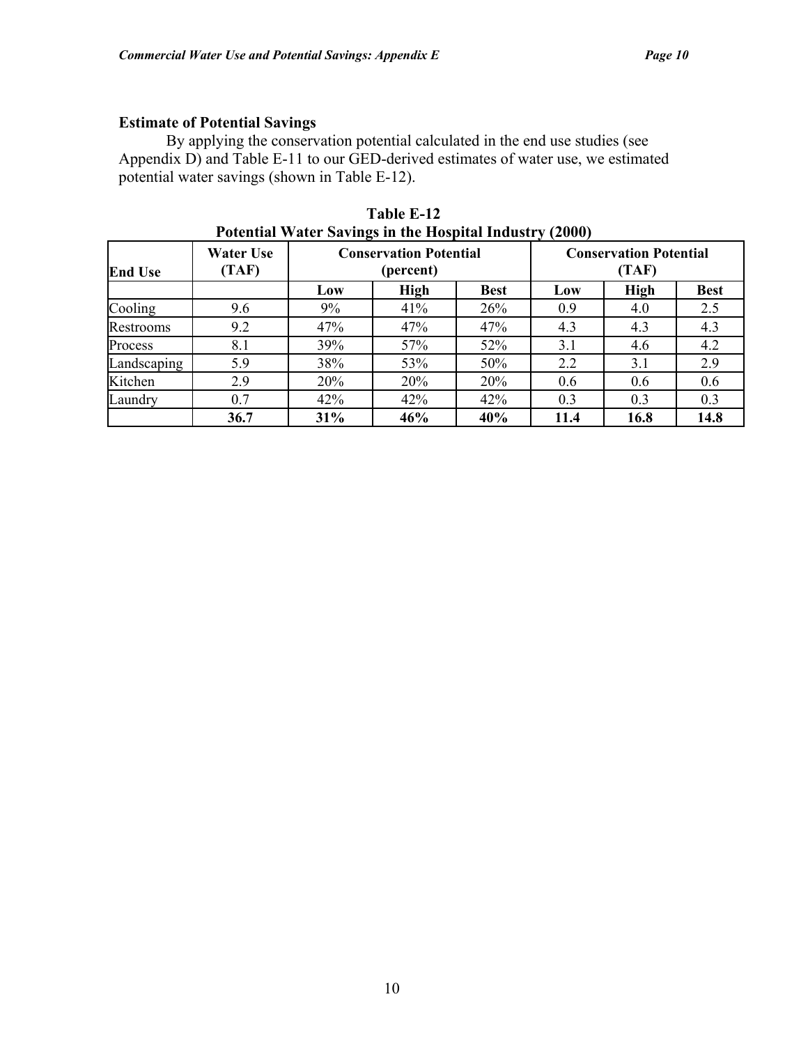### Estimate of Potential Savings

By applying the conservation potential calculated in the end use studies (see Appendix D) and Table E-11 to our GED-derived estimates of water use, we estimated potential water savings (shown in Table E-12).

**Table E-12**
**Potential Water Savings in the Hospital Industry (2000)**

| End Use | Water Use (TAF) | Conservation Potential (percent) | | | Conservation Potential (TAF) | | |
|---|---|---|---|---|---|---|---|
| | | **Low** | **High** | **Best** | **Low** | **High** | **Best** |
| Cooling | 9.6 | 9% | 41% | 26% | 0.9 | 4.0 | 2.5 |
| Restrooms | 9.2 | 47% | 47% | 47% | 4.3 | 4.3 | 4.3 |
| Process | 8.1 | 39% | 57% | 52% | 3.1 | 4.6 | 4.2 |
| Landscaping | 5.9 | 38% | 53% | 50% | 2.2 | 3.1 | 2.9 |
| Kitchen | 2.9 | 20% | 20% | 20% | 0.6 | 0.6 | 0.6 |
| Laundry | 0.7 | 42% | 42% | 42% | 0.3 | 0.3 | 0.3 |
| | **36.7** | **31%** | **46%** | **40%** | **11.4** | **16.8** | **14.8** |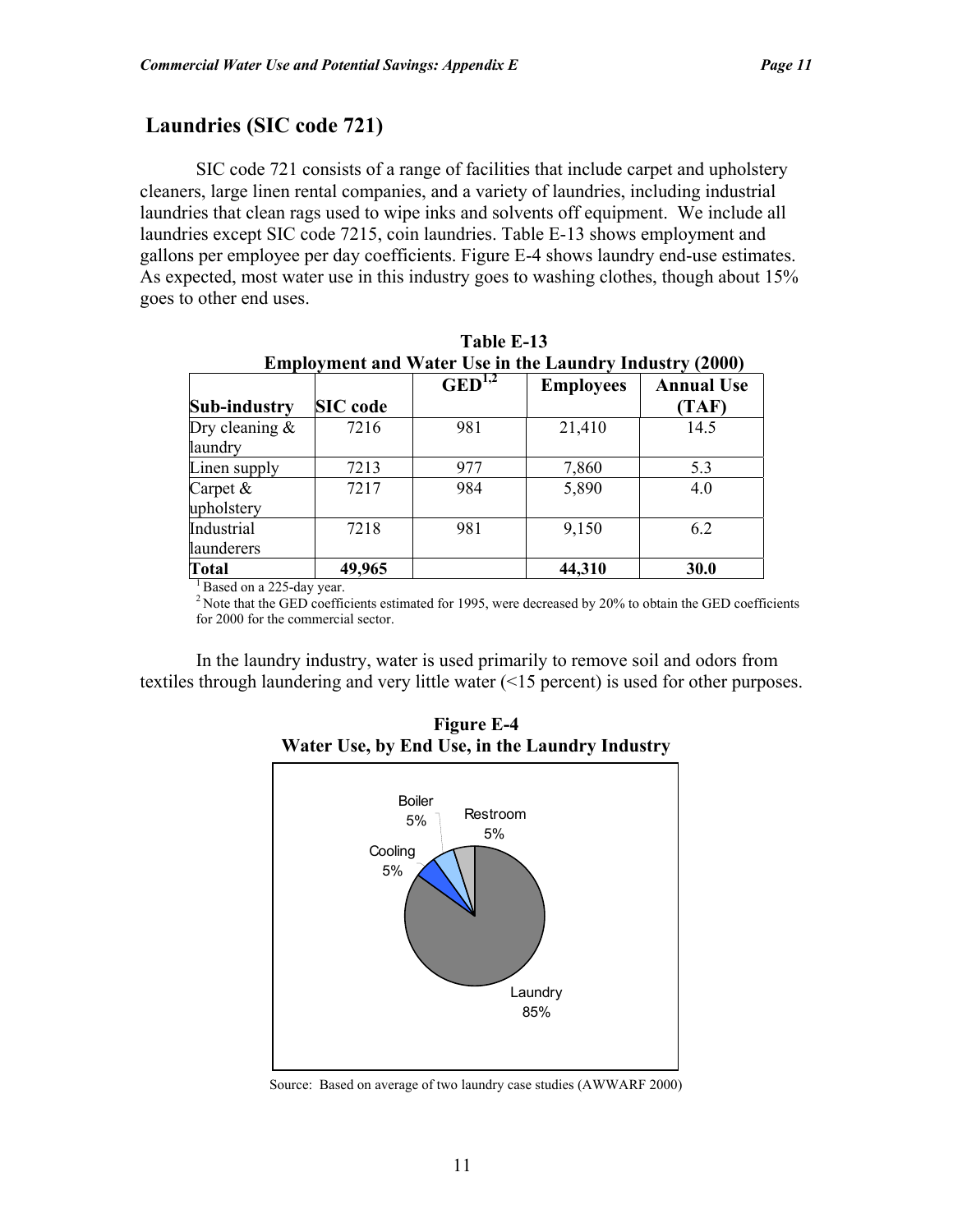## Laundries (SIC code 721)

SIC code 721 consists of a range of facilities that include carpet and upholstery cleaners, large linen rental companies, and a variety of laundries, including industrial laundries that clean rags used to wipe inks and solvents off equipment. We include all laundries except SIC code 7215, coin laundries. Table E-13 shows employment and gallons per employee per day coefficients. Figure E-4 shows laundry end-use estimates. As expected, most water use in this industry goes to washing clothes, though about 15% goes to other end uses.

**Table E-13**
**Employment and Water Use in the Laundry Industry (2000)**

| Sub-industry | SIC code | GED[1,2] | Employees | Annual Use (TAF) |
|---|---|---|---|---|
| Dry cleaning & laundry | 7216 | 981 | 21,410 | 14.5 |
| Linen supply | 7213 | 977 | 7,860 | 5.3 |
| Carpet & upholstery | 7217 | 984 | 5,890 | 4.0 |
| Industrial launderers | 7218 | 981 | 9,150 | 6.2 |
| **Total** | **49,965** | | **44,310** | **30.0** |

[1] Based on a 225-day year.
[2] Note that the GED coefficients estimated for 1995, were decreased by 20% to obtain the GED coefficients for 2000 for the commercial sector.

In the laundry industry, water is used primarily to remove soil and odors from textiles through laundering and very little water (<15 percent) is used for other purposes.

**Figure E-4**
**Water Use, by End Use, in the Laundry Industry**

Boiler 5%, Restroom 5%, Cooling 5%, Laundry 85%

Source: Based on average of two laundry case studies (AWWARF 2000)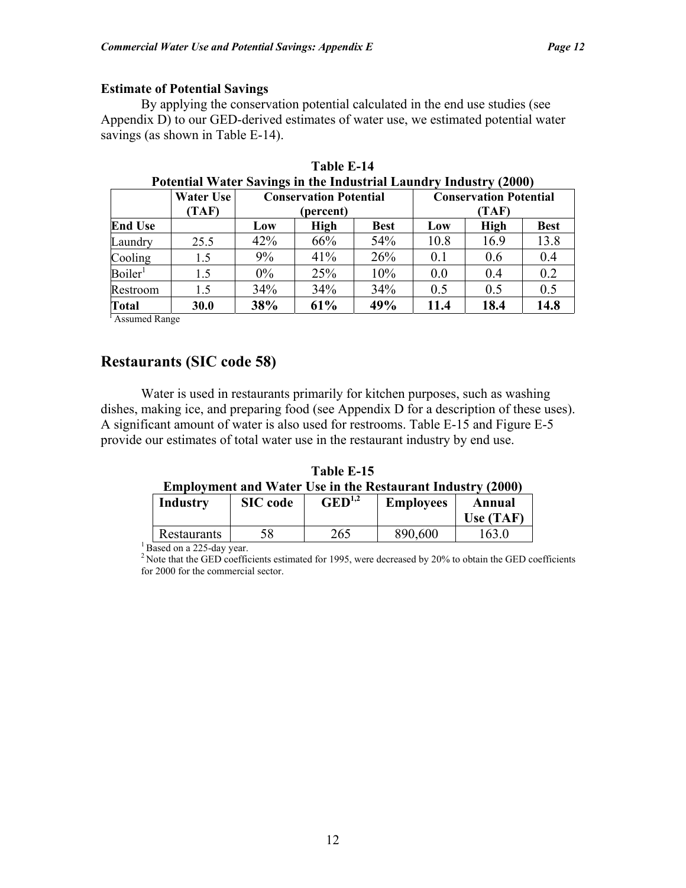**Estimate of Potential Savings**

By applying the conservation potential calculated in the end use studies (see Appendix D) to our GED-derived estimates of water use, we estimated potential water savings (as shown in Table E-14).

**Table E-14**
**Potential Water Savings in the Industrial Laundry Industry (2000)**

| | Water Use (TAF) | Conservation Potential (percent) | | | Conservation Potential (TAF) | | |
|---|---|---|---|---|---|---|---|
| **End Use** | | **Low** | **High** | **Best** | **Low** | **High** | **Best** |
| Laundry | 25.5 | 42% | 66% | 54% | 10.8 | 16.9 | 13.8 |
| Cooling | 1.5 | 9% | 41% | 26% | 0.1 | 0.6 | 0.4 |
| Boiler[1] | 1.5 | 0% | 25% | 10% | 0.0 | 0.4 | 0.2 |
| Restroom | 1.5 | 34% | 34% | 34% | 0.5 | 0.5 | 0.5 |
| **Total** | **30.0** | **38%** | **61%** | **49%** | **11.4** | **18.4** | **14.8** |

[1] Assumed Range

## Restaurants (SIC code 58)

Water is used in restaurants primarily for kitchen purposes, such as washing dishes, making ice, and preparing food (see Appendix D for a description of these uses). A significant amount of water is also used for restrooms. Table E-15 and Figure E-5 provide our estimates of total water use in the restaurant industry by end use.

**Table E-15**
**Employment and Water Use in the Restaurant Industry (2000)**

| Industry | SIC code | GED[1,2] | Employees | Annual Use (TAF) |
|---|---|---|---|---|
| Restaurants | 58 | 265 | 890,600 | 163.0 |

[1] Based on a 225-day year.
[2] Note that the GED coefficients estimated for 1995, were decreased by 20% to obtain the GED coefficients for 2000 for the commercial sector.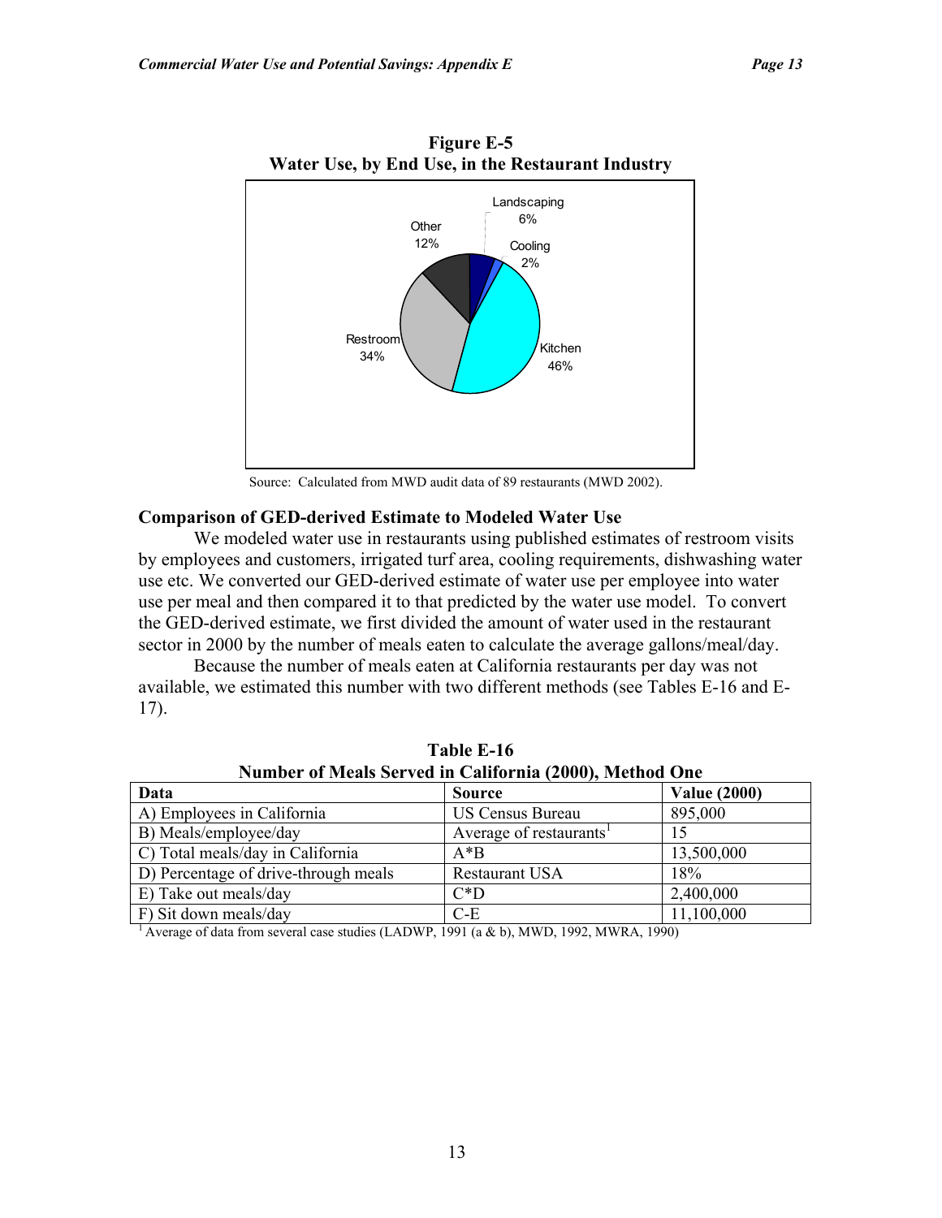**Figure E-5**
**Water Use, by End Use, in the Restaurant Industry**

Landscaping 6%
Cooling 2%
Kitchen 46%
Restroom 34%
Other 12%

Source: Calculated from MWD audit data of 89 restaurants (MWD 2002).

### Comparison of GED-derived Estimate to Modeled Water Use

We modeled water use in restaurants using published estimates of restroom visits by employees and customers, irrigated turf area, cooling requirements, dishwashing water use etc. We converted our GED-derived estimate of water use per employee into water use per meal and then compared it to that predicted by the water use model. To convert the GED-derived estimate, we first divided the amount of water used in the restaurant sector in 2000 by the number of meals eaten to calculate the average gallons/meal/day.

Because the number of meals eaten at California restaurants per day was not available, we estimated this number with two different methods (see Tables E-16 and E-17).

**Table E-16**
**Number of Meals Served in California (2000), Method One**

| Data | Source | Value (2000) |
|---|---|---|
| A) Employees in California | US Census Bureau | 895,000 |
| B) Meals/employee/day | Average of restaurants[1] | 15 |
| C) Total meals/day in California | A*B | 13,500,000 |
| D) Percentage of drive-through meals | Restaurant USA | 18% |
| E) Take out meals/day | C*D | 2,400,000 |
| F) Sit down meals/day | C-E | 11,100,000 |

[1] Average of data from several case studies (LADWP, 1991 (a & b), MWD, 1992, MWRA, 1990)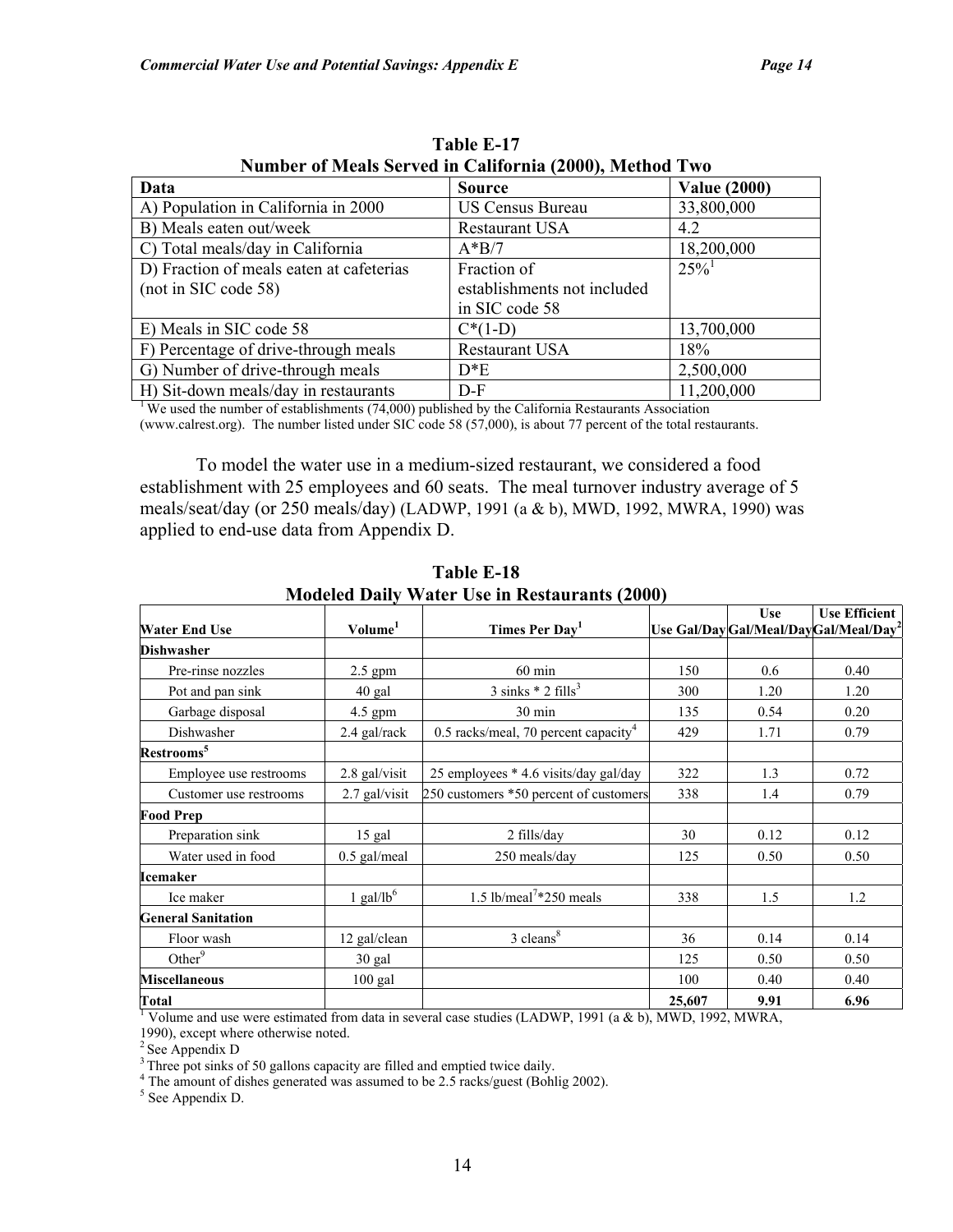**Table E-17**
**Number of Meals Served in California (2000), Method Two**

| Data | Source | Value (2000) |
|---|---|---|
| A) Population in California in 2000 | US Census Bureau | 33,800,000 |
| B) Meals eaten out/week | Restaurant USA | 4.2 |
| C) Total meals/day in California | A*B/7 | 18,200,000 |
| D) Fraction of meals eaten at cafeterias (not in SIC code 58) | Fraction of establishments not included in SIC code 58 | 25%[1] |
| E) Meals in SIC code 58 | C*(1-D) | 13,700,000 |
| F) Percentage of drive-through meals | Restaurant USA | 18% |
| G) Number of drive-through meals | D*E | 2,500,000 |
| H) Sit-down meals/day in restaurants | D-F | 11,200,000 |

[1] We used the number of establishments (74,000) published by the California Restaurants Association (www.calrest.org). The number listed under SIC code 58 (57,000), is about 77 percent of the total restaurants.

To model the water use in a medium-sized restaurant, we considered a food establishment with 25 employees and 60 seats. The meal turnover industry average of 5 meals/seat/day (or 250 meals/day) (LADWP, 1991 (a & b), MWD, 1992, MWRA, 1990) was applied to end-use data from Appendix D.

**Table E-18**
**Modeled Daily Water Use in Restaurants (2000)**

| Water End Use | Volume[1] | Times Per Day[1] | Use Gal/Day | Use Gal/Meal/Day | Use Efficient Gal/Meal/Day[2] |
|---|---|---|---|---|---|
| **Dishwasher** | | | | | |
| Pre-rinse nozzles | 2.5 gpm | 60 min | 150 | 0.6 | 0.40 |
| Pot and pan sink | 40 gal | 3 sinks * 2 fills[3] | 300 | 1.20 | 1.20 |
| Garbage disposal | 4.5 gpm | 30 min | 135 | 0.54 | 0.20 |
| Dishwasher | 2.4 gal/rack | 0.5 racks/meal, 70 percent capacity[4] | 429 | 1.71 | 0.79 |
| **Restrooms[5]** | | | | | |
| Employee use restrooms | 2.8 gal/visit | 25 employees * 4.6 visits/day gal/day | 322 | 1.3 | 0.72 |
| Customer use restrooms | 2.7 gal/visit | 250 customers *50 percent of customers | 338 | 1.4 | 0.79 |
| **Food Prep** | | | | | |
| Preparation sink | 15 gal | 2 fills/day | 30 | 0.12 | 0.12 |
| Water used in food | 0.5 gal/meal | 250 meals/day | 125 | 0.50 | 0.50 |
| **Icemaker** | | | | | |
| Ice maker | 1 gal/lb[6] | 1.5 lb/meal[7]*250 meals | 338 | 1.5 | 1.2 |
| **General Sanitation** | | | | | |
| Floor wash | 12 gal/clean | 3 cleans[8] | 36 | 0.14 | 0.14 |
| Other[9] | 30 gal | | 125 | 0.50 | 0.50 |
| **Miscellaneous** | 100 gal | | 100 | 0.40 | 0.40 |
| **Total** | | | **25,607** | **9.91** | **6.96** |

[1] Volume and use were estimated from data in several case studies (LADWP, 1991 (a & b), MWD, 1992, MWRA, 1990), except where otherwise noted.

[2] See Appendix D

[3] Three pot sinks of 50 gallons capacity are filled and emptied twice daily.

[4] The amount of dishes generated was assumed to be 2.5 racks/guest (Bohlig 2002).

[5] See Appendix D.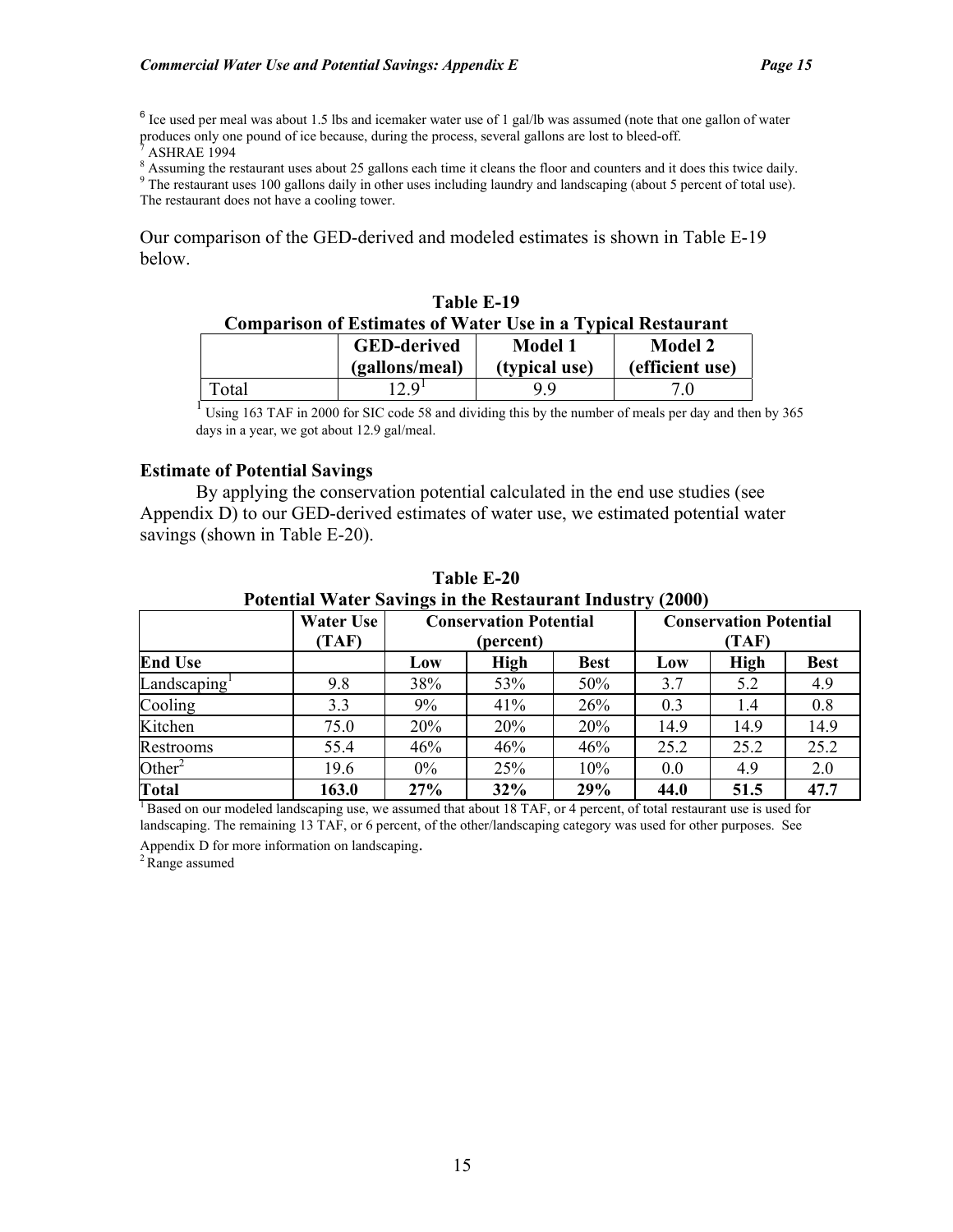[6] Ice used per meal was about 1.5 lbs and icemaker water use of 1 gal/lb was assumed (note that one gallon of water produces only one pound of ice because, during the process, several gallons are lost to bleed-off.

[7] ASHRAE 1994

[8] Assuming the restaurant uses about 25 gallons each time it cleans the floor and counters and it does this twice daily.

[9] The restaurant uses 100 gallons daily in other uses including laundry and landscaping (about 5 percent of total use). The restaurant does not have a cooling tower.

Our comparison of the GED-derived and modeled estimates is shown in Table E-19 below.

**Table E-19**
**Comparison of Estimates of Water Use in a Typical Restaurant**

| | GED-derived (gallons/meal) | Model 1 (typical use) | Model 2 (efficient use) |
|---|---|---|---|
| Total | 12.9[1] | 9.9 | 7.0 |

[1] Using 163 TAF in 2000 for SIC code 58 and dividing this by the number of meals per day and then by 365 days in a year, we got about 12.9 gal/meal.

### Estimate of Potential Savings

By applying the conservation potential calculated in the end use studies (see Appendix D) to our GED-derived estimates of water use, we estimated potential water savings (shown in Table E-20).

**Table E-20**
**Potential Water Savings in the Restaurant Industry (2000)**

| | Water Use (TAF) | Conservation Potential (percent) | | | Conservation Potential (TAF) | | |
|---|---|---|---|---|---|---|---|
| **End Use** | | **Low** | **High** | **Best** | **Low** | **High** | **Best** |
| Landscaping[1] | 9.8 | 38% | 53% | 50% | 3.7 | 5.2 | 4.9 |
| Cooling | 3.3 | 9% | 41% | 26% | 0.3 | 1.4 | 0.8 |
| Kitchen | 75.0 | 20% | 20% | 20% | 14.9 | 14.9 | 14.9 |
| Restrooms | 55.4 | 46% | 46% | 46% | 25.2 | 25.2 | 25.2 |
| Other[2] | 19.6 | 0% | 25% | 10% | 0.0 | 4.9 | 2.0 |
| **Total** | **163.0** | **27%** | **32%** | **29%** | **44.0** | **51.5** | **47.7** |

[1] Based on our modeled landscaping use, we assumed that about 18 TAF, or 4 percent, of total restaurant use is used for landscaping. The remaining 13 TAF, or 6 percent, of the other/landscaping category was used for other purposes. See Appendix D for more information on landscaping.

[2] Range assumed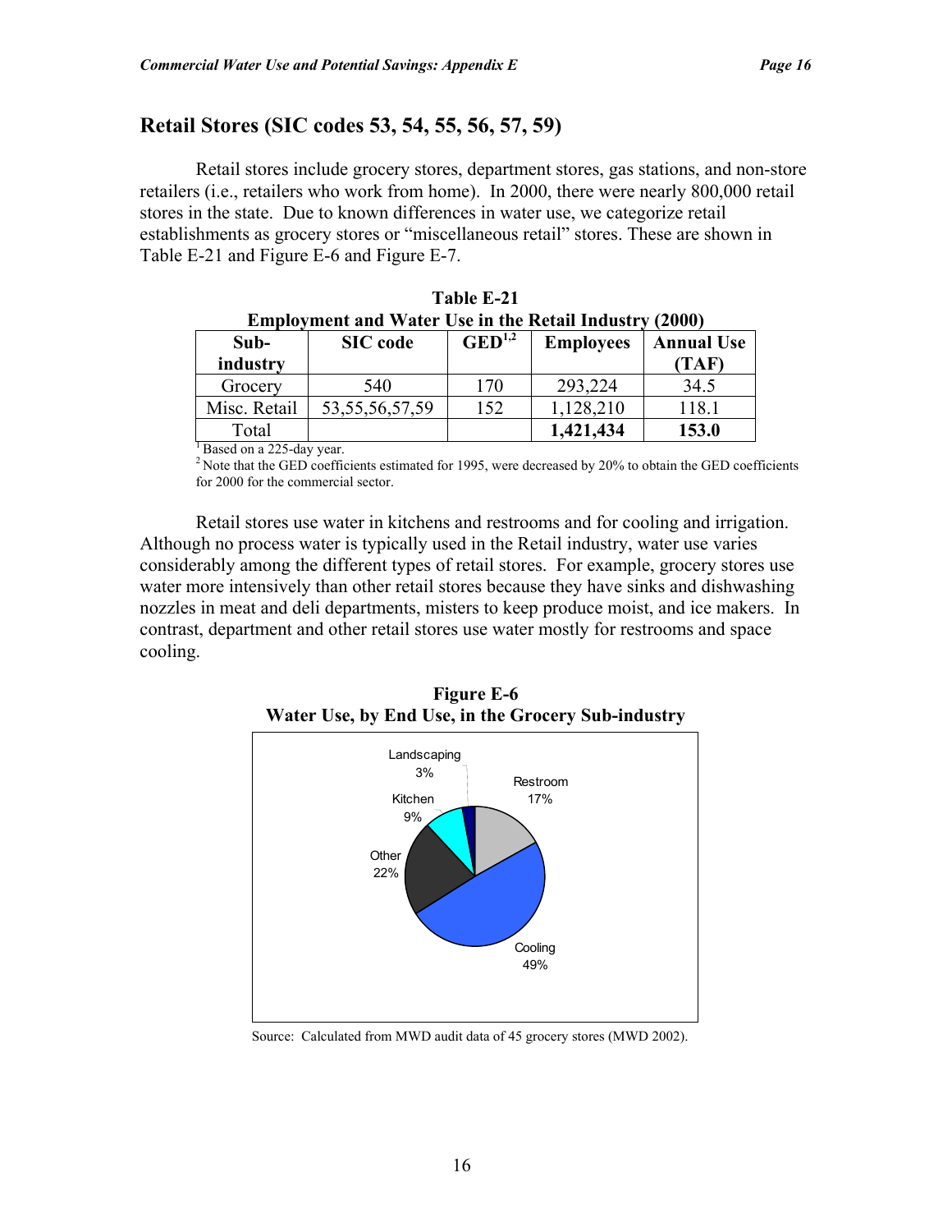## Retail Stores (SIC codes 53, 54, 55, 56, 57, 59)

Retail stores include grocery stores, department stores, gas stations, and non-store retailers (i.e., retailers who work from home). In 2000, there were nearly 800,000 retail stores in the state. Due to known differences in water use, we categorize retail establishments as grocery stores or "miscellaneous retail" stores. These are shown in Table E-21 and Figure E-6 and Figure E-7.

**Table E-21**
**Employment and Water Use in the Retail Industry (2000)**

| Sub-industry | SIC code | GED[1,2] | Employees | Annual Use (TAF) |
|---|---|---|---|---|
| Grocery | 540 | 170 | 293,224 | 34.5 |
| Misc. Retail | 53,55,56,57,59 | 152 | 1,128,210 | 118.1 |
| Total | | | **1,421,434** | **153.0** |

[1] Based on a 225-day year.
[2] Note that the GED coefficients estimated for 1995, were decreased by 20% to obtain the GED coefficients for 2000 for the commercial sector.

Retail stores use water in kitchens and restrooms and for cooling and irrigation. Although no process water is typically used in the Retail industry, water use varies considerably among the different types of retail stores. For example, grocery stores use water more intensively than other retail stores because they have sinks and dishwashing nozzles in meat and deli departments, misters to keep produce moist, and ice makers. In contrast, department and other retail stores use water mostly for restrooms and space cooling.

**Figure E-6**
**Water Use, by End Use, in the Grocery Sub-industry**

Landscaping 3%; Restroom 17%; Kitchen 9%; Other 22%; Cooling 49%

Source: Calculated from MWD audit data of 45 grocery stores (MWD 2002).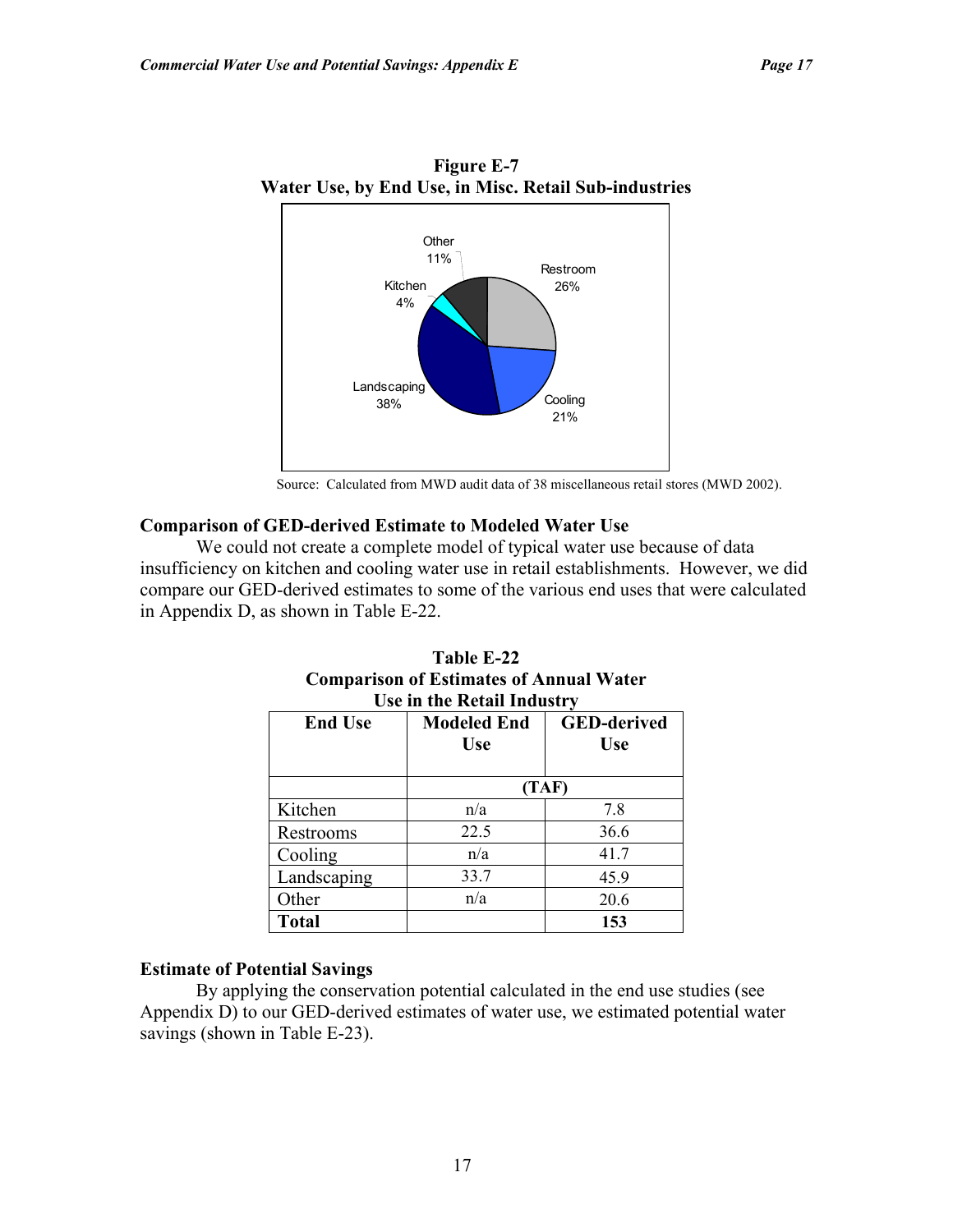**Figure E-7**
**Water Use, by End Use, in Misc. Retail Sub-industries**

Source: Calculated from MWD audit data of 38 miscellaneous retail stores (MWD 2002).

### Comparison of GED-derived Estimate to Modeled Water Use

We could not create a complete model of typical water use because of data insufficiency on kitchen and cooling water use in retail establishments. However, we did compare our GED-derived estimates to some of the various end uses that were calculated in Appendix D, as shown in Table E-22.

**Table E-22**
**Comparison of Estimates of Annual Water Use in the Retail Industry**

| End Use | Modeled End Use | GED-derived Use |
|---|---|---|
| | (TAF) | |
| Kitchen | n/a | 7.8 |
| Restrooms | 22.5 | 36.6 |
| Cooling | n/a | 41.7 |
| Landscaping | 33.7 | 45.9 |
| Other | n/a | 20.6 |
| **Total** | | **153** |

### Estimate of Potential Savings

By applying the conservation potential calculated in the end use studies (see Appendix D) to our GED-derived estimates of water use, we estimated potential water savings (shown in Table E-23).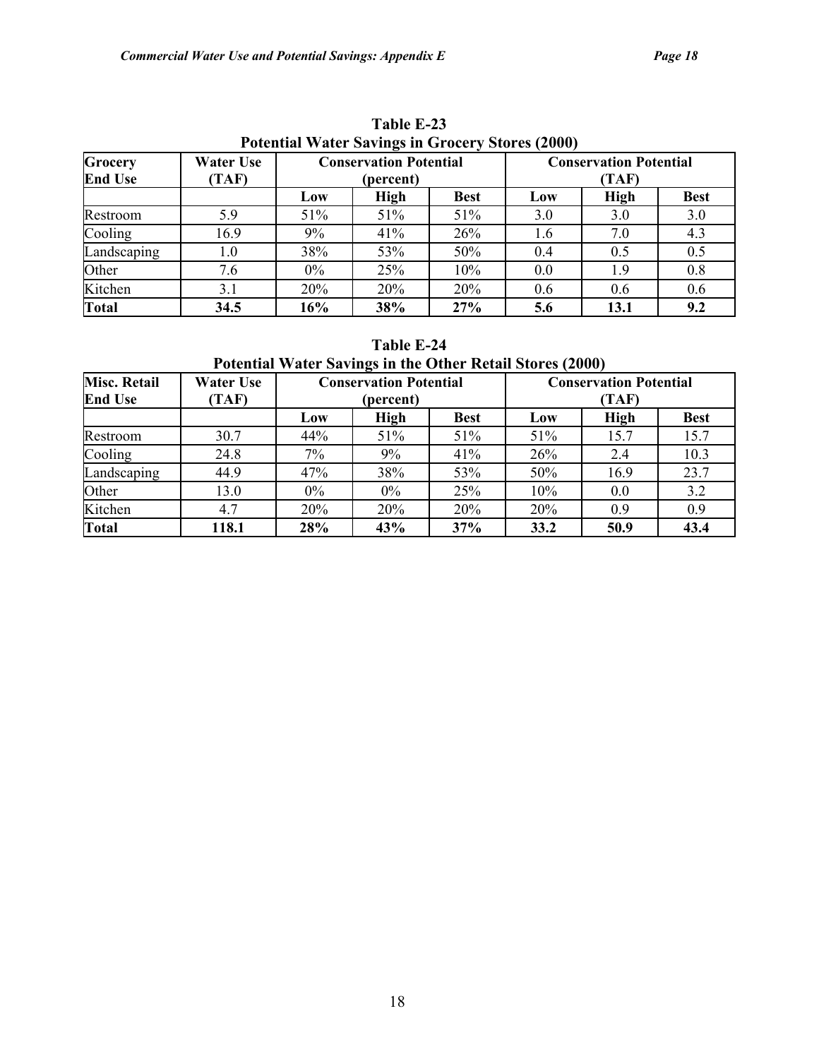**Table E-23**
**Potential Water Savings in Grocery Stores (2000)**

| Grocery End Use | Water Use (TAF) | Conservation Potential (percent) | | | Conservation Potential (TAF) | | |
|---|---|---|---|---|---|---|---|
| | | Low | High | Best | Low | High | Best |
| Restroom | 5.9 | 51% | 51% | 51% | 3.0 | 3.0 | 3.0 |
| Cooling | 16.9 | 9% | 41% | 26% | 1.6 | 7.0 | 4.3 |
| Landscaping | 1.0 | 38% | 53% | 50% | 0.4 | 0.5 | 0.5 |
| Other | 7.6 | 0% | 25% | 10% | 0.0 | 1.9 | 0.8 |
| Kitchen | 3.1 | 20% | 20% | 20% | 0.6 | 0.6 | 0.6 |
| **Total** | **34.5** | **16%** | **38%** | **27%** | **5.6** | **13.1** | **9.2** |

**Table E-24**
**Potential Water Savings in the Other Retail Stores (2000)**

| Misc. Retail End Use | Water Use (TAF) | Conservation Potential (percent) | | | Conservation Potential (TAF) | | |
|---|---|---|---|---|---|---|---|
| | | Low | High | Best | Low | High | Best |
| Restroom | 30.7 | 44% | 51% | 51% | 51% | 15.7 | 15.7 |
| Cooling | 24.8 | 7% | 9% | 41% | 26% | 2.4 | 10.3 |
| Landscaping | 44.9 | 47% | 38% | 53% | 50% | 16.9 | 23.7 |
| Other | 13.0 | 0% | 0% | 25% | 10% | 0.0 | 3.2 |
| Kitchen | 4.7 | 20% | 20% | 20% | 20% | 0.9 | 0.9 |
| **Total** | **118.1** | **28%** | **43%** | **37%** | **33.2** | **50.9** | **43.4** |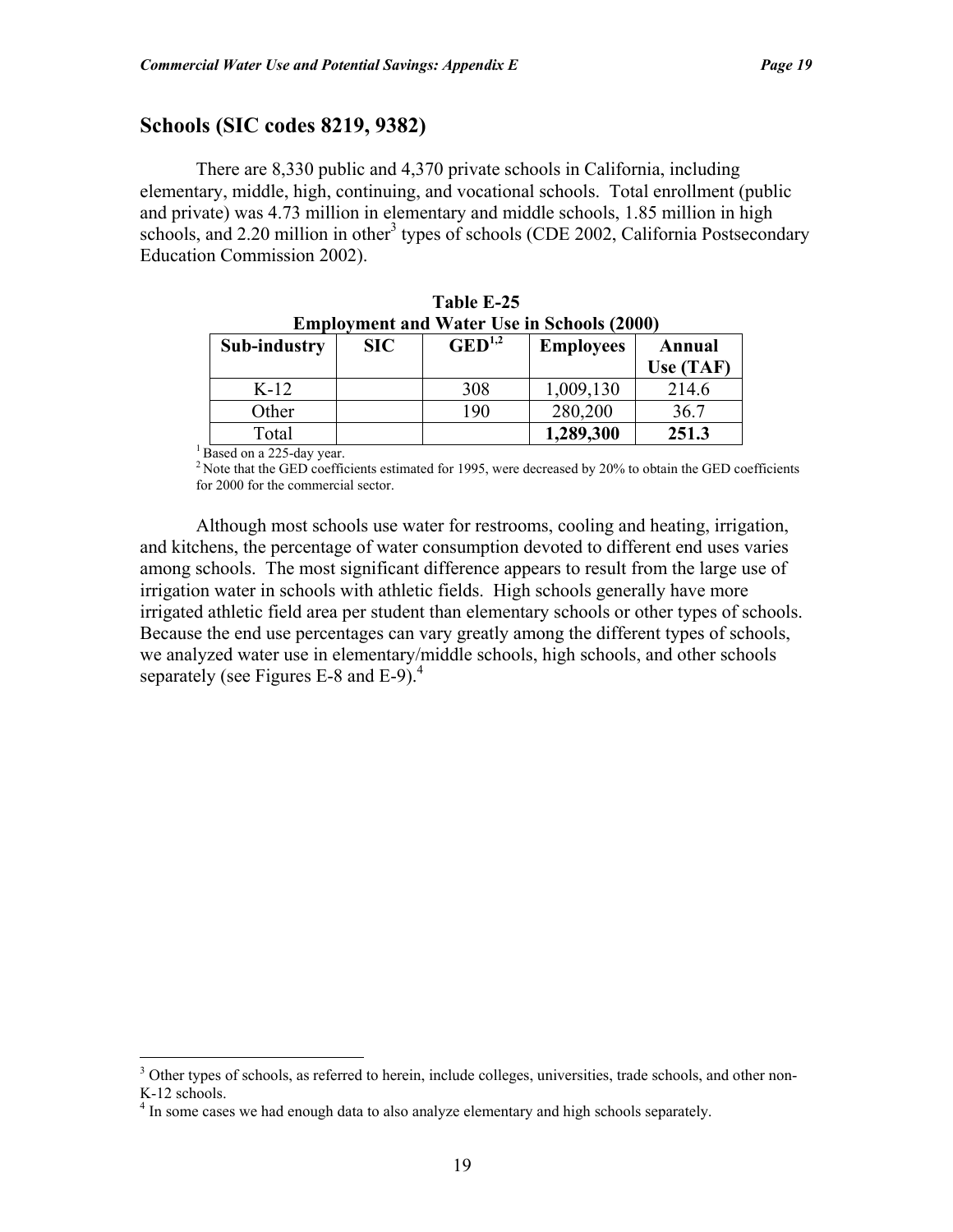## Schools (SIC codes 8219, 9382)

There are 8,330 public and 4,370 private schools in California, including elementary, middle, high, continuing, and vocational schools. Total enrollment (public and private) was 4.73 million in elementary and middle schools, 1.85 million in high schools, and 2.20 million in other[3] types of schools (CDE 2002, California Postsecondary Education Commission 2002).

**Table E-25**
**Employment and Water Use in Schools (2000)**

| Sub-industry | SIC | GED[1,2] | Employees | Annual Use (TAF) |
|---|---|---|---|---|
| K-12 | | 308 | 1,009,130 | 214.6 |
| Other | | 190 | 280,200 | 36.7 |
| Total | | | **1,289,300** | **251.3** |

[1] Based on a 225-day year.
[2] Note that the GED coefficients estimated for 1995, were decreased by 20% to obtain the GED coefficients for 2000 for the commercial sector.

Although most schools use water for restrooms, cooling and heating, irrigation, and kitchens, the percentage of water consumption devoted to different end uses varies among schools. The most significant difference appears to result from the large use of irrigation water in schools with athletic fields. High schools generally have more irrigated athletic field area per student than elementary schools or other types of schools. Because the end use percentages can vary greatly among the different types of schools, we analyzed water use in elementary/middle schools, high schools, and other schools separately (see Figures E-8 and E-9).[4]

---

[3] Other types of schools, as referred to herein, include colleges, universities, trade schools, and other non-K-12 schools.

[4] In some cases we had enough data to also analyze elementary and high schools separately.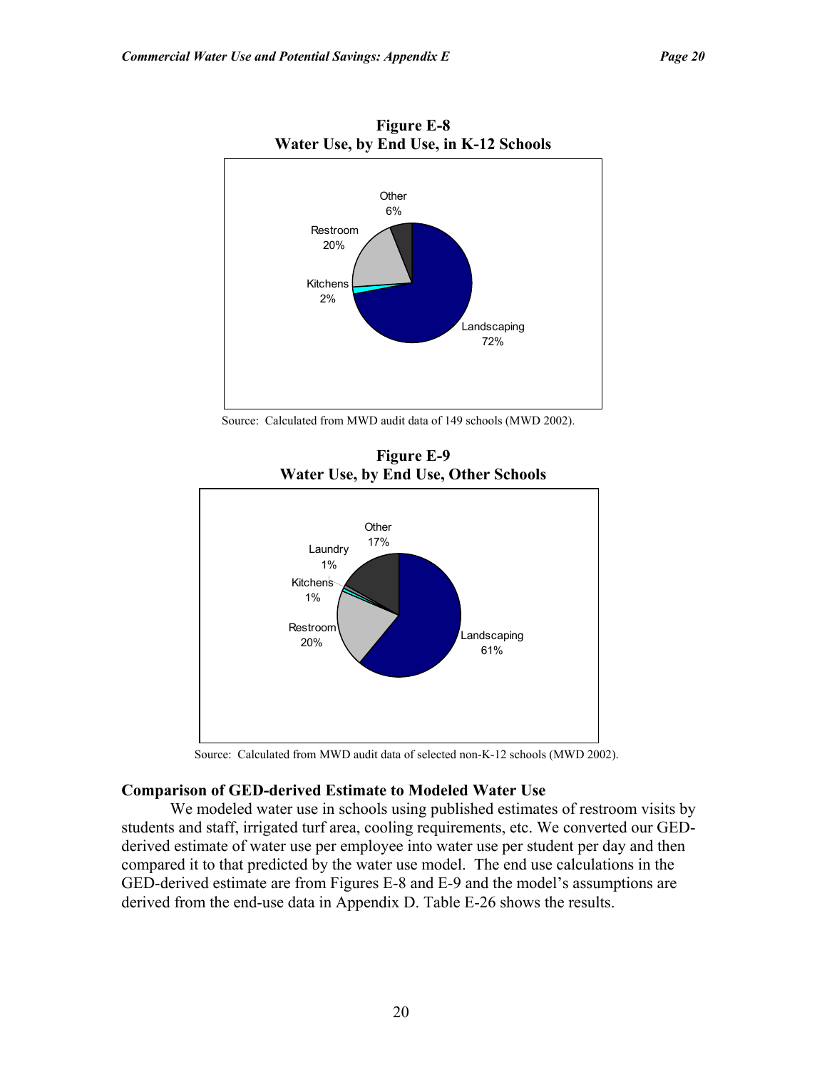**Figure E-8**
**Water Use, by End Use, in K-12 Schools**

Other 6%

Restroom 20%

Kitchens 2%

Landscaping 72%

Source: Calculated from MWD audit data of 149 schools (MWD 2002).

**Figure E-9**
**Water Use, by End Use, Other Schools**

Other 17%

Laundry 1%

Kitchens 1%

Restroom 20%

Landscaping 61%

Source: Calculated from MWD audit data of selected non-K-12 schools (MWD 2002).

## Comparison of GED-derived Estimate to Modeled Water Use

We modeled water use in schools using published estimates of restroom visits by students and staff, irrigated turf area, cooling requirements, etc. We converted our GED-derived estimate of water use per employee into water use per student per day and then compared it to that predicted by the water use model. The end use calculations in the GED-derived estimate are from Figures E-8 and E-9 and the model's assumptions are derived from the end-use data in Appendix D. Table E-26 shows the results.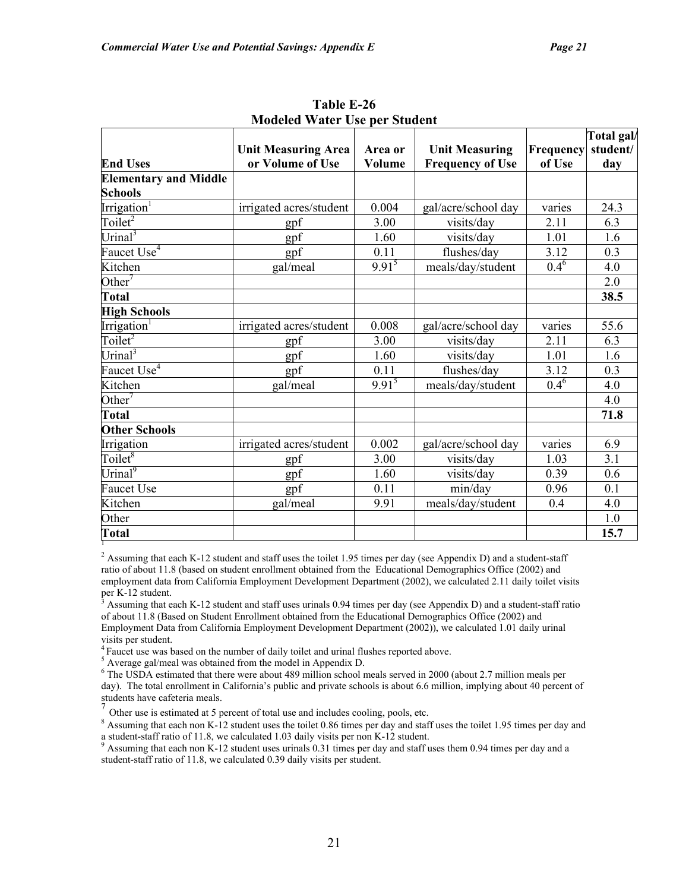**Table E-26**
**Modeled Water Use per Student**

| End Uses | Unit Measuring Area or Volume of Use | Area or Volume | Unit Measuring Frequency of Use | Frequency of Use | Total gal/ student/ day |
|---|---|---|---|---|---|
| **Elementary and Middle Schools** | | | | | |
| Irrigation[1] | irrigated acres/student | 0.004 | gal/acre/school day | varies | 24.3 |
| Toilet[2] | gpf | 3.00 | visits/day | 2.11 | 6.3 |
| Urinal[3] | gpf | 1.60 | visits/day | 1.01 | 1.6 |
| Faucet Use[4] | gpf | 0.11 | flushes/day | 3.12 | 0.3 |
| Kitchen | gal/meal | 9.91[5] | meals/day/student | 0.4[6] | 4.0 |
| Other[7] | | | | | 2.0 |
| **Total** | | | | | **38.5** |
| **High Schools** | | | | | |
| Irrigation[1] | irrigated acres/student | 0.008 | gal/acre/school day | varies | 55.6 |
| Toilet[2] | gpf | 3.00 | visits/day | 2.11 | 6.3 |
| Urinal[3] | gpf | 1.60 | visits/day | 1.01 | 1.6 |
| Faucet Use[4] | gpf | 0.11 | flushes/day | 3.12 | 0.3 |
| Kitchen | gal/meal | 9.91[5] | meals/day/student | 0.4[6] | 4.0 |
| Other[7] | | | | | 4.0 |
| **Total** | | | | | **71.8** |
| **Other Schools** | | | | | |
| Irrigation | irrigated acres/student | 0.002 | gal/acre/school day | varies | 6.9 |
| Toilet[8] | gpf | 3.00 | visits/day | 1.03 | 3.1 |
| Urinal[9] | gpf | 1.60 | visits/day | 0.39 | 0.6 |
| Faucet Use | gpf | 0.11 | min/day | 0.96 | 0.1 |
| Kitchen | gal/meal | 9.91 | meals/day/student | 0.4 | 4.0 |
| Other | | | | | 1.0 |
| **Total** | | | | | **15.7** |

[1]

[2] Assuming that each K-12 student and staff uses the toilet 1.95 times per day (see Appendix D) and a student-staff ratio of about 11.8 (based on student enrollment obtained from the Educational Demographics Office (2002) and employment data from California Employment Development Department (2002), we calculated 2.11 daily toilet visits per K-12 student.

[3] Assuming that each K-12 student and staff uses urinals 0.94 times per day (see Appendix D) and a student-staff ratio of about 11.8 (Based on Student Enrollment obtained from the Educational Demographics Office (2002) and Employment Data from California Employment Development Department (2002)), we calculated 1.01 daily urinal visits per student.

[4] Faucet use was based on the number of daily toilet and urinal flushes reported above.

[5] Average gal/meal was obtained from the model in Appendix D.

[6] The USDA estimated that there were about 489 million school meals served in 2000 (about 2.7 million meals per day). The total enrollment in California's public and private schools is about 6.6 million, implying about 40 percent of students have cafeteria meals.

[7] Other use is estimated at 5 percent of total use and includes cooling, pools, etc.

[8] Assuming that each non K-12 student uses the toilet 0.86 times per day and staff uses the toilet 1.95 times per day and a student-staff ratio of 11.8, we calculated 1.03 daily visits per non K-12 student.

[9] Assuming that each non K-12 student uses urinals 0.31 times per day and staff uses them 0.94 times per day and a student-staff ratio of 11.8, we calculated 0.39 daily visits per student.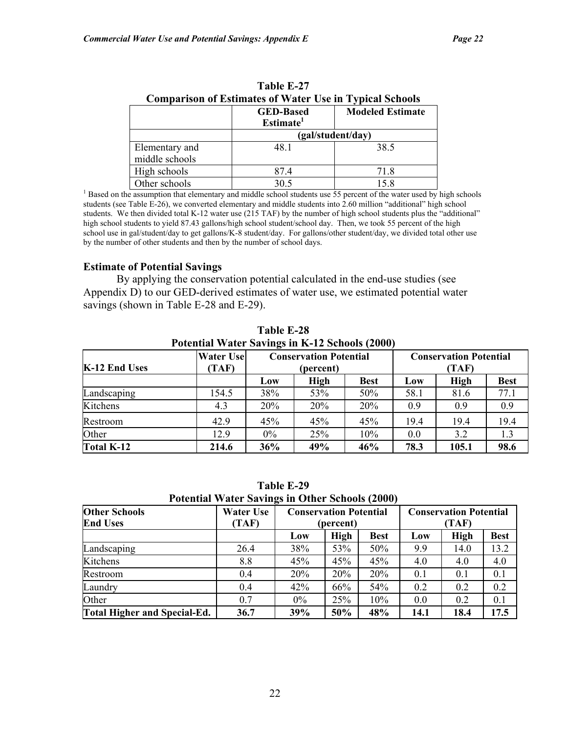**Table E-27**
**Comparison of Estimates of Water Use in Typical Schools**

| | GED-Based Estimate[1] | Modeled Estimate |
|---|---|---|
| | (gal/student/day) | |
| Elementary and middle schools | 48.1 | 38.5 |
| High schools | 87.4 | 71.8 |
| Other schools | 30.5 | 15.8 |

[1] Based on the assumption that elementary and middle school students use 55 percent of the water used by high schools students (see Table E-26), we converted elementary and middle students into 2.60 million "additional" high school students. We then divided total K-12 water use (215 TAF) by the number of high school students plus the "additional" high school students to yield 87.43 gallons/high school student/school day. Then, we took 55 percent of the high school use in gal/student/day to get gallons/K-8 student/day. For gallons/other student/day, we divided total other use by the number of other students and then by the number of school days.

### Estimate of Potential Savings

By applying the conservation potential calculated in the end-use studies (see Appendix D) to our GED-derived estimates of water use, we estimated potential water savings (shown in Table E-28 and E-29).

**Table E-28**
**Potential Water Savings in K-12 Schools (2000)**

| K-12 End Uses | Water Use (TAF) | Conservation Potential (percent) | | | Conservation Potential (TAF) | | |
|---|---|---|---|---|---|---|---|
| | | Low | High | Best | Low | High | Best |
| Landscaping | 154.5 | 38% | 53% | 50% | 58.1 | 81.6 | 77.1 |
| Kitchens | 4.3 | 20% | 20% | 20% | 0.9 | 0.9 | 0.9 |
| Restroom | 42.9 | 45% | 45% | 45% | 19.4 | 19.4 | 19.4 |
| Other | 12.9 | 0% | 25% | 10% | 0.0 | 3.2 | 1.3 |
| **Total K-12** | **214.6** | **36%** | **49%** | **46%** | **78.3** | **105.1** | **98.6** |

**Table E-29**
**Potential Water Savings in Other Schools (2000)**

| Other Schools End Uses | Water Use (TAF) | Conservation Potential (percent) | | | Conservation Potential (TAF) | | |
|---|---|---|---|---|---|---|---|
| | | Low | High | Best | Low | High | Best |
| Landscaping | 26.4 | 38% | 53% | 50% | 9.9 | 14.0 | 13.2 |
| Kitchens | 8.8 | 45% | 45% | 45% | 4.0 | 4.0 | 4.0 |
| Restroom | 0.4 | 20% | 20% | 20% | 0.1 | 0.1 | 0.1 |
| Laundry | 0.4 | 42% | 66% | 54% | 0.2 | 0.2 | 0.2 |
| Other | 0.7 | 0% | 25% | 10% | 0.0 | 0.2 | 0.1 |
| **Total Higher and Special-Ed.** | **36.7** | **39%** | **50%** | **48%** | **14.1** | **18.4** | **17.5** |